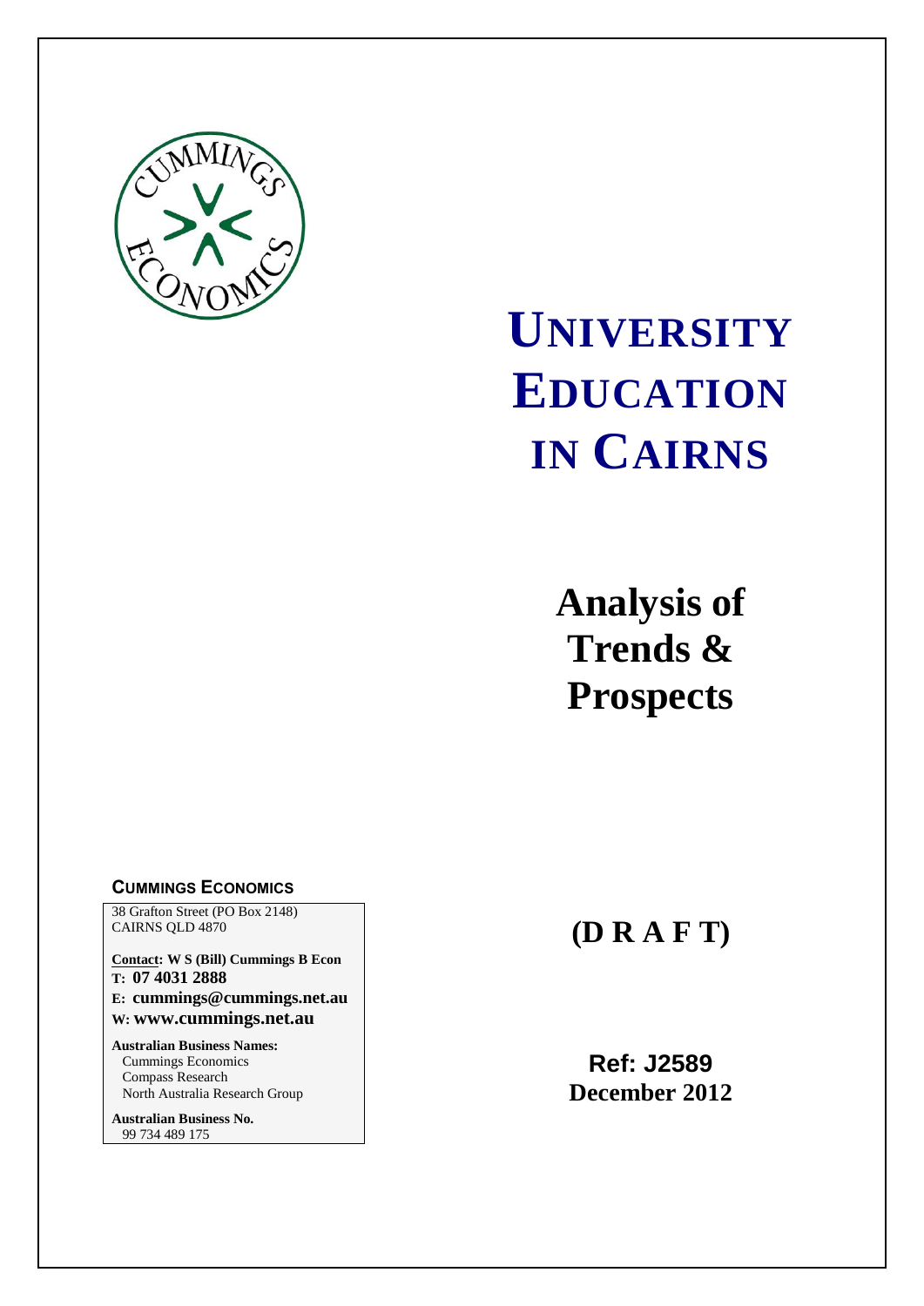# UNIVERSITY EDUCATION IN CAIRNS

## Analysis of Trends & Prospects

**CUMMINGS ECONOMICS**

38 Grafton Street (PO Box 2148)
CAIRNS QLD 4870

**Contact: W S (Bill) Cummings B Econ**
**T: 07 4031 2888**
**E: cummings@cummings.net.au**
**W: www.cummings.net.au**

**Australian Business Names:**
Cummings Economics
Compass Research
North Australia Research Group

**Australian Business No.**
99 734 489 175

**(D R A F T)**

**Ref: J2589**
**December 2012**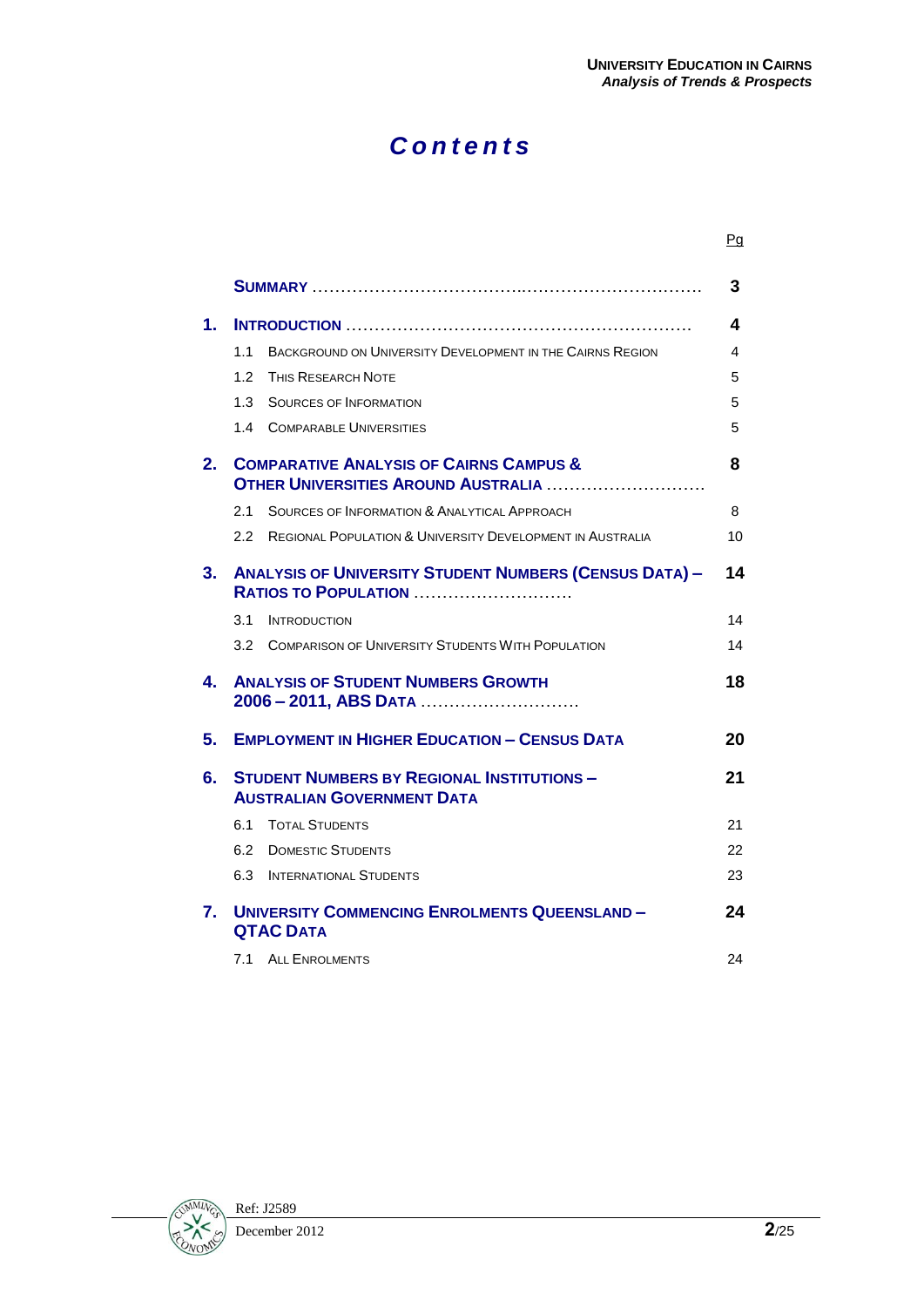# *Contents*

| | | Pg |
|---|---|---|
| | **SUMMARY** | **3** |
| **1.** | **INTRODUCTION** | **4** |
| | 1.1 BACKGROUND ON UNIVERSITY DEVELOPMENT IN THE CAIRNS REGION | 4 |
| | 1.2 THIS RESEARCH NOTE | 5 |
| | 1.3 SOURCES OF INFORMATION | 5 |
| | 1.4 COMPARABLE UNIVERSITIES | 5 |
| **2.** | **COMPARATIVE ANALYSIS OF CAIRNS CAMPUS & OTHER UNIVERSITIES AROUND AUSTRALIA** | **8** |
| | 2.1 SOURCES OF INFORMATION & ANALYTICAL APPROACH | 8 |
| | 2.2 REGIONAL POPULATION & UNIVERSITY DEVELOPMENT IN AUSTRALIA | 10 |
| **3.** | **ANALYSIS OF UNIVERSITY STUDENT NUMBERS (CENSUS DATA) – RATIOS TO POPULATION** | **14** |
| | 3.1 INTRODUCTION | 14 |
| | 3.2 COMPARISON OF UNIVERSITY STUDENTS WITH POPULATION | 14 |
| **4.** | **ANALYSIS OF STUDENT NUMBERS GROWTH 2006 – 2011, ABS DATA** | **18** |
| **5.** | **EMPLOYMENT IN HIGHER EDUCATION – CENSUS DATA** | **20** |
| **6.** | **STUDENT NUMBERS BY REGIONAL INSTITUTIONS – AUSTRALIAN GOVERNMENT DATA** | **21** |
| | 6.1 TOTAL STUDENTS | 21 |
| | 6.2 DOMESTIC STUDENTS | 22 |
| | 6.3 INTERNATIONAL STUDENTS | 23 |
| **7.** | **UNIVERSITY COMMENCING ENROLMENTS QUEENSLAND – QTAC DATA** | **24** |
| | 7.1 ALL ENROLMENTS | 24 |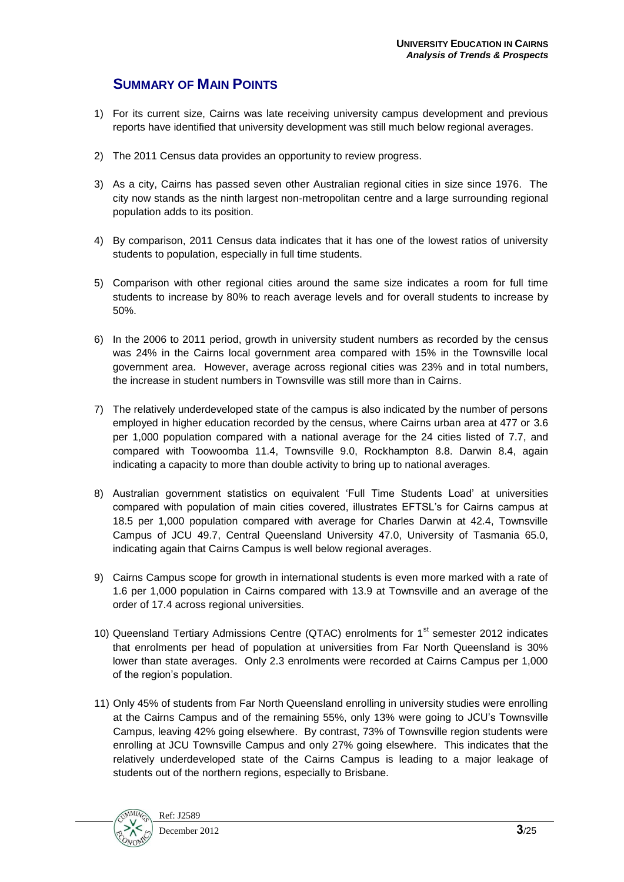## Summary of Main Points

1) For its current size, Cairns was late receiving university campus development and previous reports have identified that university development was still much below regional averages.

2) The 2011 Census data provides an opportunity to review progress.

3) As a city, Cairns has passed seven other Australian regional cities in size since 1976. The city now stands as the ninth largest non-metropolitan centre and a large surrounding regional population adds to its position.

4) By comparison, 2011 Census data indicates that it has one of the lowest ratios of university students to population, especially in full time students.

5) Comparison with other regional cities around the same size indicates a room for full time students to increase by 80% to reach average levels and for overall students to increase by 50%.

6) In the 2006 to 2011 period, growth in university student numbers as recorded by the census was 24% in the Cairns local government area compared with 15% in the Townsville local government area. However, average across regional cities was 23% and in total numbers, the increase in student numbers in Townsville was still more than in Cairns.

7) The relatively underdeveloped state of the campus is also indicated by the number of persons employed in higher education recorded by the census, where Cairns urban area at 477 or 3.6 per 1,000 population compared with a national average for the 24 cities listed of 7.7, and compared with Toowoomba 11.4, Townsville 9.0, Rockhampton 8.8. Darwin 8.4, again indicating a capacity to more than double activity to bring up to national averages.

8) Australian government statistics on equivalent 'Full Time Students Load' at universities compared with population of main cities covered, illustrates EFTSL's for Cairns campus at 18.5 per 1,000 population compared with average for Charles Darwin at 42.4, Townsville Campus of JCU 49.7, Central Queensland University 47.0, University of Tasmania 65.0, indicating again that Cairns Campus is well below regional averages.

9) Cairns Campus scope for growth in international students is even more marked with a rate of 1.6 per 1,000 population in Cairns compared with 13.9 at Townsville and an average of the order of 17.4 across regional universities.

10) Queensland Tertiary Admissions Centre (QTAC) enrolments for 1st semester 2012 indicates that enrolments per head of population at universities from Far North Queensland is 30% lower than state averages. Only 2.3 enrolments were recorded at Cairns Campus per 1,000 of the region's population.

11) Only 45% of students from Far North Queensland enrolling in university studies were enrolling at the Cairns Campus and of the remaining 55%, only 13% were going to JCU's Townsville Campus, leaving 42% going elsewhere. By contrast, 73% of Townsville region students were enrolling at JCU Townsville Campus and only 27% going elsewhere. This indicates that the relatively underdeveloped state of the Cairns Campus is leading to a major leakage of students out of the northern regions, especially to Brisbane.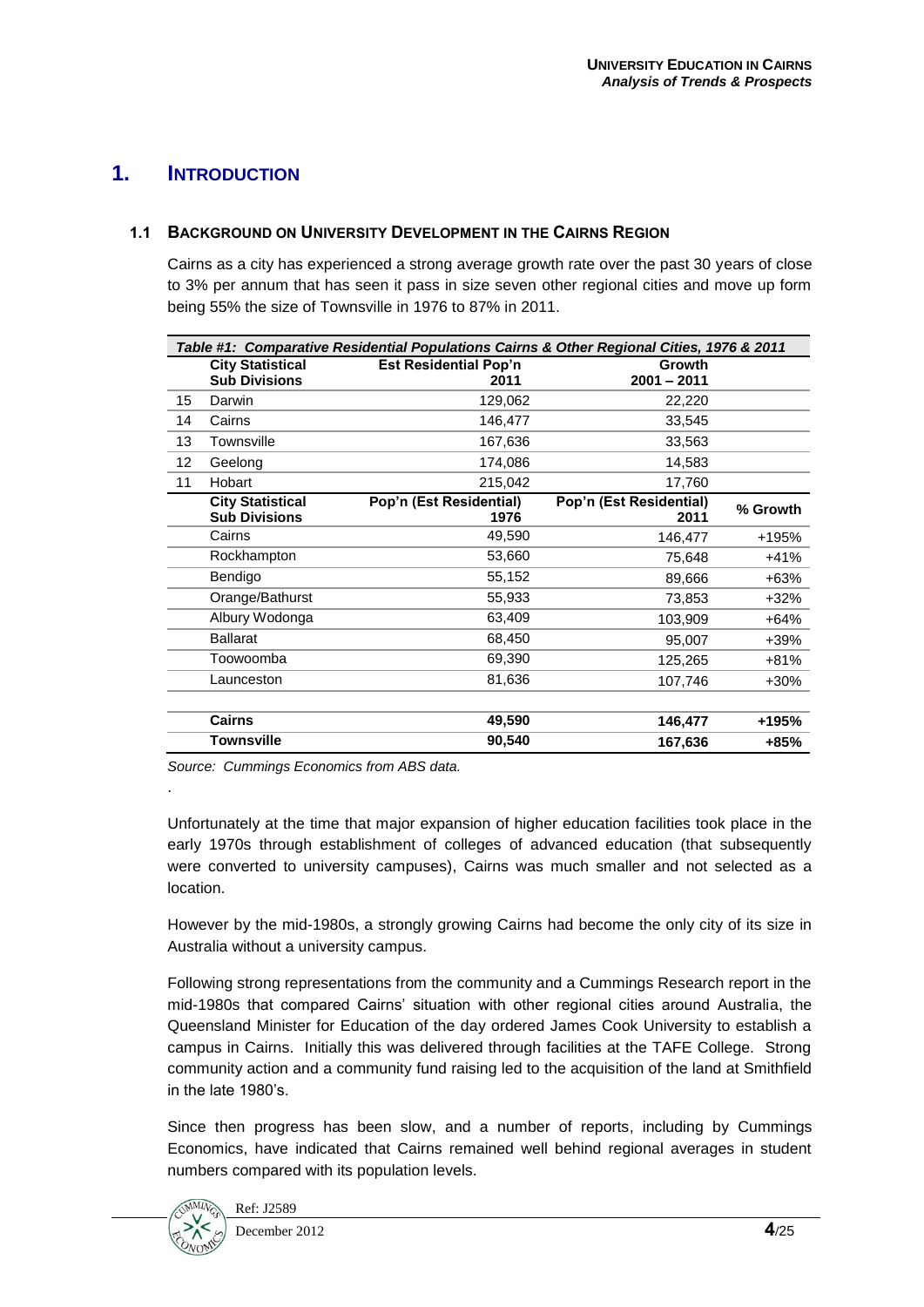# 1. INTRODUCTION

## 1.1 BACKGROUND ON UNIVERSITY DEVELOPMENT IN THE CAIRNS REGION

Cairns as a city has experienced a strong average growth rate over the past 30 years of close to 3% per annum that has seen it pass in size seven other regional cities and move up form being 55% the size of Townsville in 1976 to 87% in 2011.

*Table #1: Comparative Residential Populations Cairns & Other Regional Cities, 1976 & 2011*

| | City Statistical Sub Divisions | Est Residential Pop'n 2011 | Growth 2001 – 2011 | |
|---|---|---|---|---|
| 15 | Darwin | 129,062 | 22,220 | |
| 14 | Cairns | 146,477 | 33,545 | |
| 13 | Townsville | 167,636 | 33,563 | |
| 12 | Geelong | 174,086 | 14,583 | |
| 11 | Hobart | 215,042 | 17,760 | |
| | **City Statistical Sub Divisions** | **Pop'n (Est Residential) 1976** | **Pop'n (Est Residential) 2011** | **% Growth** |
| | Cairns | 49,590 | 146,477 | +195% |
| | Rockhampton | 53,660 | 75,648 | +41% |
| | Bendigo | 55,152 | 89,666 | +63% |
| | Orange/Bathurst | 55,933 | 73,853 | +32% |
| | Albury Wodonga | 63,409 | 103,909 | +64% |
| | Ballarat | 68,450 | 95,007 | +39% |
| | Toowoomba | 69,390 | 125,265 | +81% |
| | Launceston | 81,636 | 107,746 | +30% |
| | | | | |
| | **Cairns** | **49,590** | **146,477** | **+195%** |
| | **Townsville** | **90,540** | **167,636** | **+85%** |

*Source: Cummings Economics from ABS data.*

Unfortunately at the time that major expansion of higher education facilities took place in the early 1970s through establishment of colleges of advanced education (that subsequently were converted to university campuses), Cairns was much smaller and not selected as a location.

However by the mid-1980s, a strongly growing Cairns had become the only city of its size in Australia without a university campus.

Following strong representations from the community and a Cummings Research report in the mid-1980s that compared Cairns' situation with other regional cities around Australia, the Queensland Minister for Education of the day ordered James Cook University to establish a campus in Cairns. Initially this was delivered through facilities at the TAFE College. Strong community action and a community fund raising led to the acquisition of the land at Smithfield in the late 1980's.

Since then progress has been slow, and a number of reports, including by Cummings Economics, have indicated that Cairns remained well behind regional averages in student numbers compared with its population levels.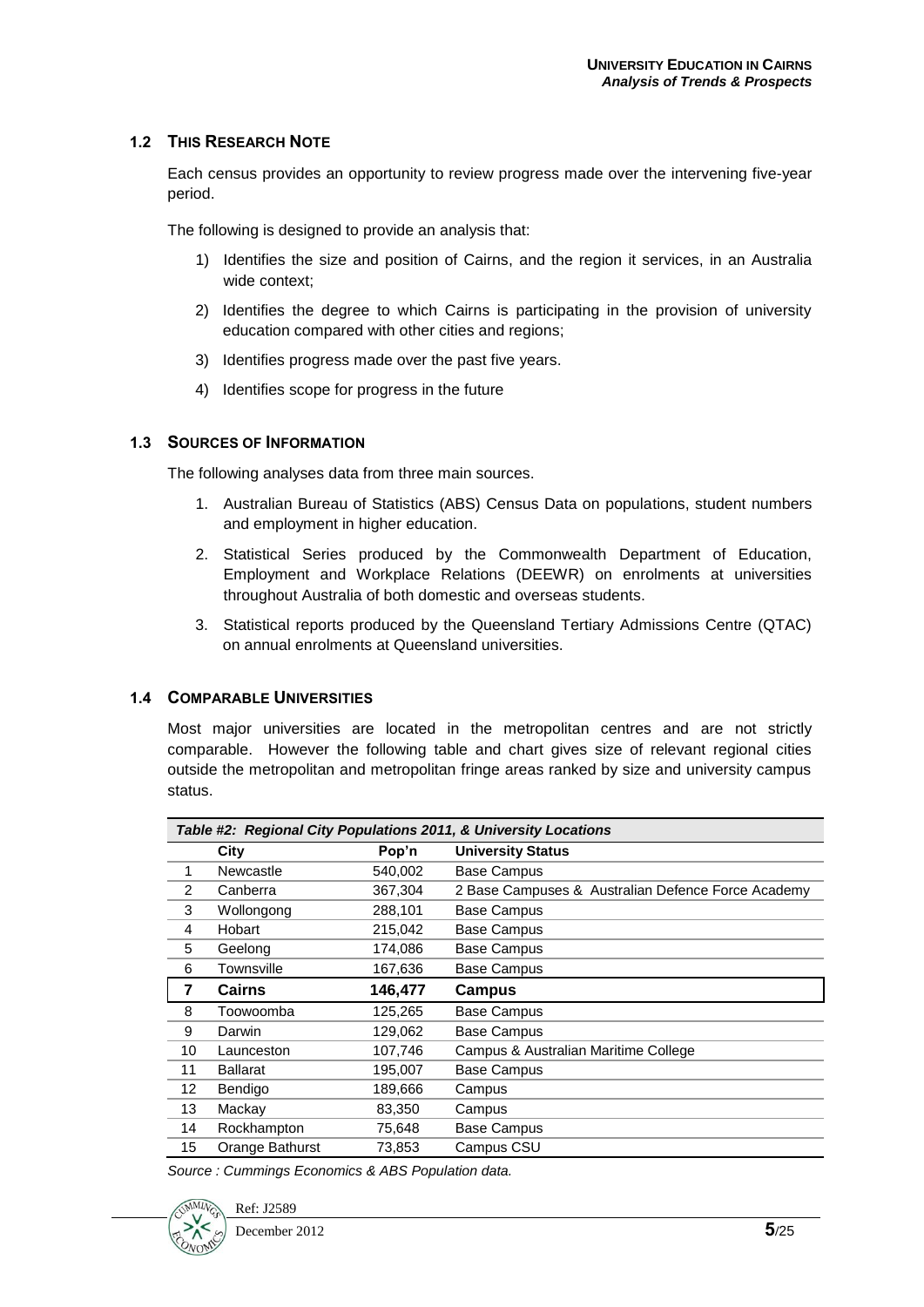### 1.2 THIS RESEARCH NOTE

Each census provides an opportunity to review progress made over the intervening five-year period.

The following is designed to provide an analysis that:

1) Identifies the size and position of Cairns, and the region it services, in an Australia wide context;
2) Identifies the degree to which Cairns is participating in the provision of university education compared with other cities and regions;
3) Identifies progress made over the past five years.
4) Identifies scope for progress in the future

### 1.3 SOURCES OF INFORMATION

The following analyses data from three main sources.

1. Australian Bureau of Statistics (ABS) Census Data on populations, student numbers and employment in higher education.
2. Statistical Series produced by the Commonwealth Department of Education, Employment and Workplace Relations (DEEWR) on enrolments at universities throughout Australia of both domestic and overseas students.
3. Statistical reports produced by the Queensland Tertiary Admissions Centre (QTAC) on annual enrolments at Queensland universities.

### 1.4 COMPARABLE UNIVERSITIES

Most major universities are located in the metropolitan centres and are not strictly comparable. However the following table and chart gives size of relevant regional cities outside the metropolitan and metropolitan fringe areas ranked by size and university campus status.

*Table #2: Regional City Populations 2011, & University Locations*

| | City | Pop'n | University Status |
|---|---|---|---|
| 1 | Newcastle | 540,002 | Base Campus |
| 2 | Canberra | 367,304 | 2 Base Campuses & Australian Defence Force Academy |
| 3 | Wollongong | 288,101 | Base Campus |
| 4 | Hobart | 215,042 | Base Campus |
| 5 | Geelong | 174,086 | Base Campus |
| 6 | Townsville | 167,636 | Base Campus |
| **7** | **Cairns** | **146,477** | **Campus** |
| 8 | Toowoomba | 125,265 | Base Campus |
| 9 | Darwin | 129,062 | Base Campus |
| 10 | Launceston | 107,746 | Campus & Australian Maritime College |
| 11 | Ballarat | 195,007 | Base Campus |
| 12 | Bendigo | 189,666 | Campus |
| 13 | Mackay | 83,350 | Campus |
| 14 | Rockhampton | 75,648 | Base Campus |
| 15 | Orange Bathurst | 73,853 | Campus CSU |

*Source : Cummings Economics & ABS Population data.*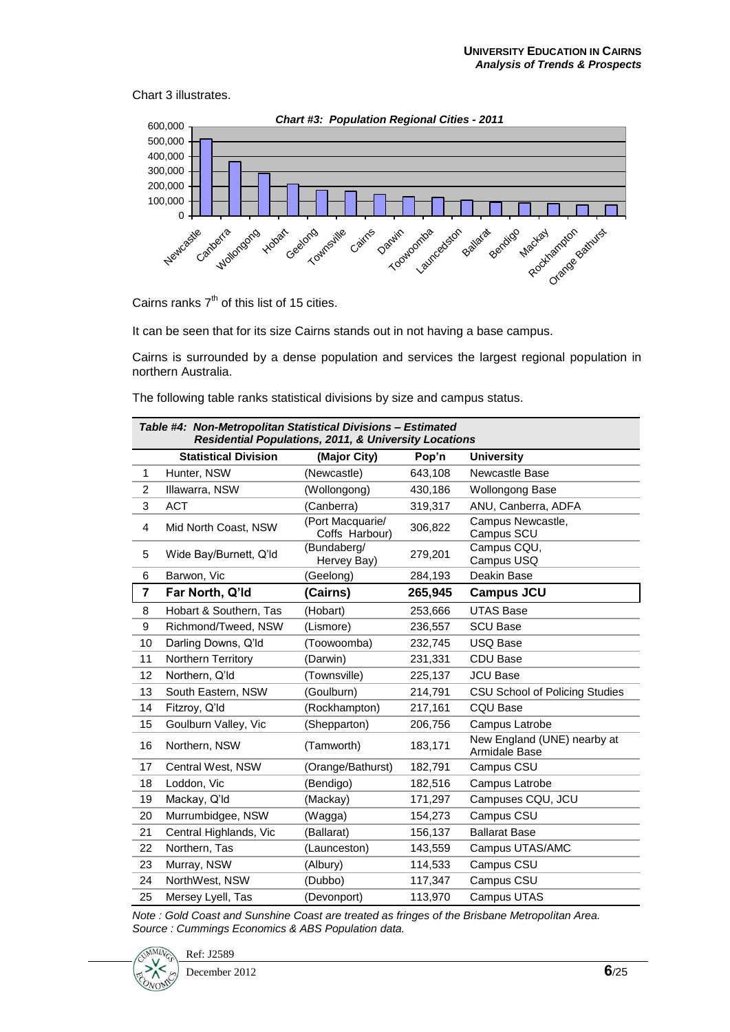Chart 3 illustrates.

*Chart #3: Population Regional Cities - 2011*

600,000
500,000
400,000
300,000
200,000
100,000
0

Newcastle, Canberra, Wollongong, Hobart, Geelong, Townsville, Cairns, Darwin, Toowoomba, Launcedston, Ballarat, Bendigo, Mackay, Rockhampton, Orange Bathurst

Cairns ranks 7th of this list of 15 cities.

It can be seen that for its size Cairns stands out in not having a base campus.

Cairns is surrounded by a dense population and services the largest regional population in northern Australia.

The following table ranks statistical divisions by size and campus status.

***Table #4: Non-Metropolitan Statistical Divisions – Estimated Residential Populations, 2011, & University Locations***

| | Statistical Division | (Major City) | Pop'n | University |
|---|---|---|---|---|
| 1 | Hunter, NSW | (Newcastle) | 643,108 | Newcastle Base |
| 2 | Illawarra, NSW | (Wollongong) | 430,186 | Wollongong Base |
| 3 | ACT | (Canberra) | 319,317 | ANU, Canberra, ADFA |
| 4 | Mid North Coast, NSW | (Port Macquarie/ Coffs Harbour) | 306,822 | Campus Newcastle, Campus SCU |
| 5 | Wide Bay/Burnett, Q'ld | (Bundaberg/ Hervey Bay) | 279,201 | Campus CQU, Campus USQ |
| 6 | Barwon, Vic | (Geelong) | 284,193 | Deakin Base |
| **7** | **Far North, Q'ld** | **(Cairns)** | **265,945** | **Campus JCU** |
| 8 | Hobart & Southern, Tas | (Hobart) | 253,666 | UTAS Base |
| 9 | Richmond/Tweed, NSW | (Lismore) | 236,557 | SCU Base |
| 10 | Darling Downs, Q'ld | (Toowoomba) | 232,745 | USQ Base |
| 11 | Northern Territory | (Darwin) | 231,331 | CDU Base |
| 12 | Northern, Q'ld | (Townsville) | 225,137 | JCU Base |
| 13 | South Eastern, NSW | (Goulburn) | 214,791 | CSU School of Policing Studies |
| 14 | Fitzroy, Q'ld | (Rockhampton) | 217,161 | CQU Base |
| 15 | Goulburn Valley, Vic | (Shepparton) | 206,756 | Campus Latrobe |
| 16 | Northern, NSW | (Tamworth) | 183,171 | New England (UNE) nearby at Armidale Base |
| 17 | Central West, NSW | (Orange/Bathurst) | 182,791 | Campus CSU |
| 18 | Loddon, Vic | (Bendigo) | 182,516 | Campus Latrobe |
| 19 | Mackay, Q'ld | (Mackay) | 171,297 | Campuses CQU, JCU |
| 20 | Murrumbidgee, NSW | (Wagga) | 154,273 | Campus CSU |
| 21 | Central Highlands, Vic | (Ballarat) | 156,137 | Ballarat Base |
| 22 | Northern, Tas | (Launceston) | 143,559 | Campus UTAS/AMC |
| 23 | Murray, NSW | (Albury) | 114,533 | Campus CSU |
| 24 | NorthWest, NSW | (Dubbo) | 117,347 | Campus CSU |
| 25 | Mersey Lyell, Tas | (Devonport) | 113,970 | Campus UTAS |

*Note : Gold Coast and Sunshine Coast are treated as fringes of the Brisbane Metropolitan Area.*
*Source : Cummings Economics & ABS Population data.*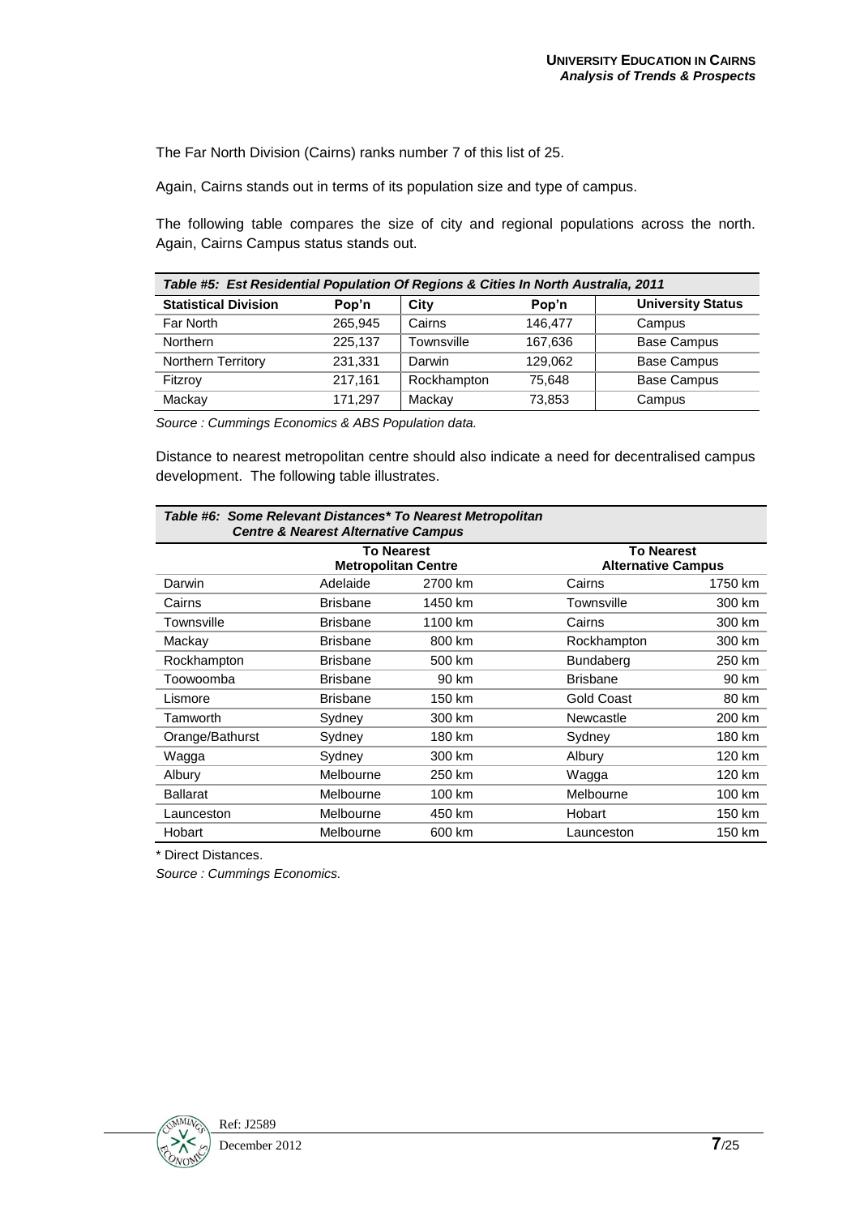The Far North Division (Cairns) ranks number 7 of this list of 25.

Again, Cairns stands out in terms of its population size and type of campus.

The following table compares the size of city and regional populations across the north. Again, Cairns Campus status stands out.

| ***Table #5: Est Residential Population Of Regions & Cities In North Australia, 2011*** | | | | |
|---|---|---|---|---|
| **Statistical Division** | **Pop'n** | **City** | **Pop'n** | **University Status** |
| Far North | 265,945 | Cairns | 146,477 | Campus |
| Northern | 225,137 | Townsville | 167,636 | Base Campus |
| Northern Territory | 231,331 | Darwin | 129,062 | Base Campus |
| Fitzroy | 217,161 | Rockhampton | 75,648 | Base Campus |
| Mackay | 171,297 | Mackay | 73,853 | Campus |

*Source : Cummings Economics & ABS Population data.*

Distance to nearest metropolitan centre should also indicate a need for decentralised campus development. The following table illustrates.

| ***Table #6: Some Relevant Distances\* To Nearest Metropolitan Centre & Nearest Alternative Campus*** | | | | |
|---|---|---|---|---|
| | **To Nearest Metropolitan Centre** | | **To Nearest Alternative Campus** | |
| Darwin | Adelaide | 2700 km | Cairns | 1750 km |
| Cairns | Brisbane | 1450 km | Townsville | 300 km |
| Townsville | Brisbane | 1100 km | Cairns | 300 km |
| Mackay | Brisbane | 800 km | Rockhampton | 300 km |
| Rockhampton | Brisbane | 500 km | Bundaberg | 250 km |
| Toowoomba | Brisbane | 90 km | Brisbane | 90 km |
| Lismore | Brisbane | 150 km | Gold Coast | 80 km |
| Tamworth | Sydney | 300 km | Newcastle | 200 km |
| Orange/Bathurst | Sydney | 180 km | Sydney | 180 km |
| Wagga | Sydney | 300 km | Albury | 120 km |
| Albury | Melbourne | 250 km | Wagga | 120 km |
| Ballarat | Melbourne | 100 km | Melbourne | 100 km |
| Launceston | Melbourne | 450 km | Hobart | 150 km |
| Hobart | Melbourne | 600 km | Launceston | 150 km |

\* Direct Distances.

*Source : Cummings Economics.*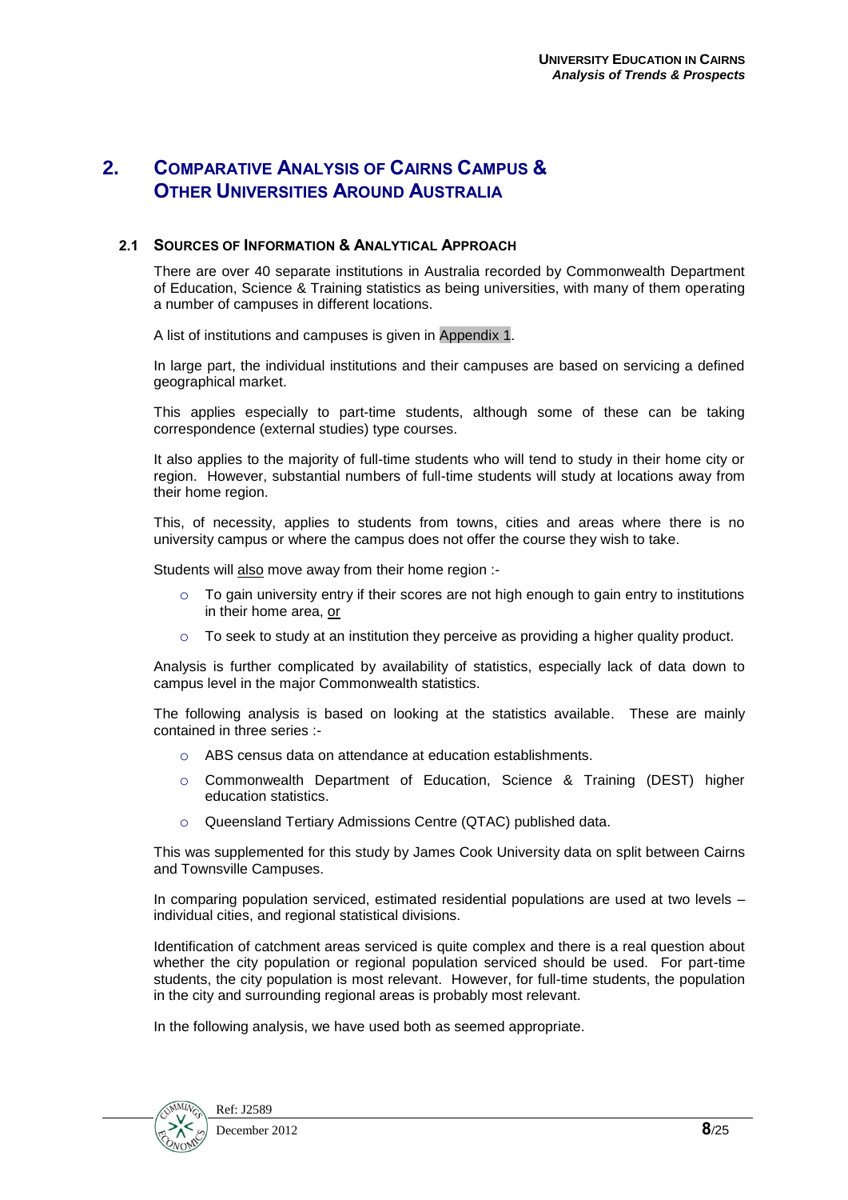# 2. Comparative Analysis of Cairns Campus & Other Universities Around Australia

## 2.1 Sources of Information & Analytical Approach

There are over 40 separate institutions in Australia recorded by Commonwealth Department of Education, Science & Training statistics as being universities, with many of them operating a number of campuses in different locations.

A list of institutions and campuses is given in Appendix 1.

In large part, the individual institutions and their campuses are based on servicing a defined geographical market.

This applies especially to part-time students, although some of these can be taking correspondence (external studies) type courses.

It also applies to the majority of full-time students who will tend to study in their home city or region. However, substantial numbers of full-time students will study at locations away from their home region.

This, of necessity, applies to students from towns, cities and areas where there is no university campus or where the campus does not offer the course they wish to take.

Students will also move away from their home region :-

- To gain university entry if their scores are not high enough to gain entry to institutions in their home area, or
- To seek to study at an institution they perceive as providing a higher quality product.

Analysis is further complicated by availability of statistics, especially lack of data down to campus level in the major Commonwealth statistics.

The following analysis is based on looking at the statistics available. These are mainly contained in three series :-

- ABS census data on attendance at education establishments.
- Commonwealth Department of Education, Science & Training (DEST) higher education statistics.
- Queensland Tertiary Admissions Centre (QTAC) published data.

This was supplemented for this study by James Cook University data on split between Cairns and Townsville Campuses.

In comparing population serviced, estimated residential populations are used at two levels – individual cities, and regional statistical divisions.

Identification of catchment areas serviced is quite complex and there is a real question about whether the city population or regional population serviced should be used. For part-time students, the city population is most relevant. However, for full-time students, the population in the city and surrounding regional areas is probably most relevant.

In the following analysis, we have used both as seemed appropriate.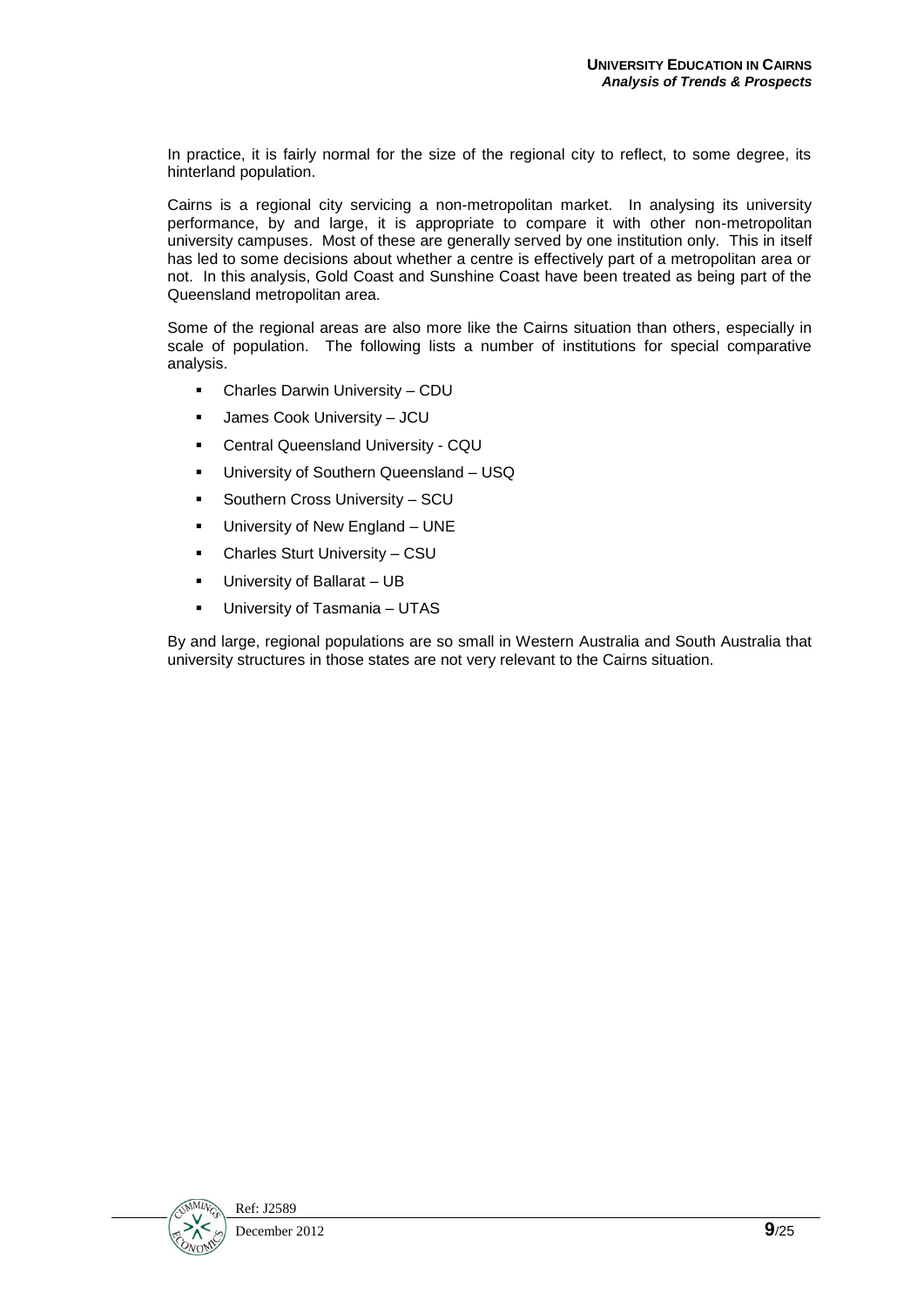In practice, it is fairly normal for the size of the regional city to reflect, to some degree, its hinterland population.

Cairns is a regional city servicing a non-metropolitan market. In analysing its university performance, by and large, it is appropriate to compare it with other non-metropolitan university campuses. Most of these are generally served by one institution only. This in itself has led to some decisions about whether a centre is effectively part of a metropolitan area or not. In this analysis, Gold Coast and Sunshine Coast have been treated as being part of the Queensland metropolitan area.

Some of the regional areas are also more like the Cairns situation than others, especially in scale of population. The following lists a number of institutions for special comparative analysis.

- Charles Darwin University – CDU
- James Cook University – JCU
- Central Queensland University - CQU
- University of Southern Queensland – USQ
- Southern Cross University – SCU
- University of New England – UNE
- Charles Sturt University – CSU
- University of Ballarat – UB
- University of Tasmania – UTAS

By and large, regional populations are so small in Western Australia and South Australia that university structures in those states are not very relevant to the Cairns situation.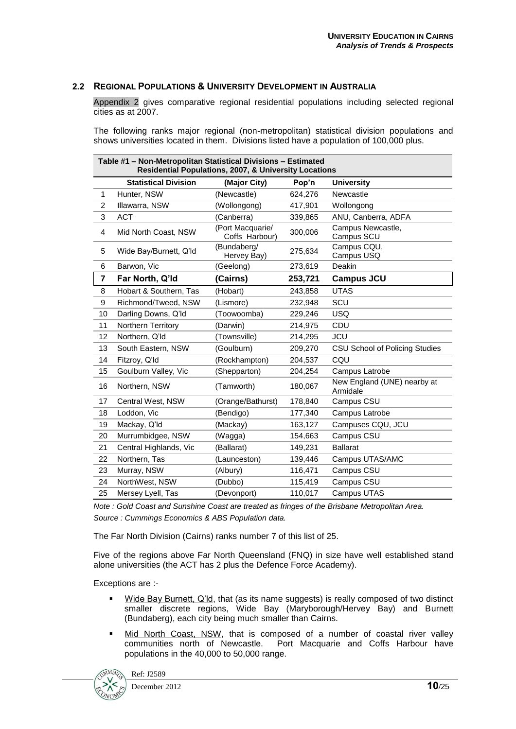## 2.2 Regional Populations & University Development in Australia

Appendix 2 gives comparative regional residential populations including selected regional cities as at 2007.

The following ranks major regional (non-metropolitan) statistical division populations and shows universities located in them. Divisions listed have a population of 100,000 plus.

**Table #1 – Non-Metropolitan Statistical Divisions – Estimated Residential Populations, 2007, & University Locations**

| | Statistical Division | (Major City) | Pop'n | University |
|---|---|---|---|---|
| 1 | Hunter, NSW | (Newcastle) | 624,276 | Newcastle |
| 2 | Illawarra, NSW | (Wollongong) | 417,901 | Wollongong |
| 3 | ACT | (Canberra) | 339,865 | ANU, Canberra, ADFA |
| 4 | Mid North Coast, NSW | (Port Macquarie/ Coffs Harbour) | 300,006 | Campus Newcastle, Campus SCU |
| 5 | Wide Bay/Burnett, Q'ld | (Bundaberg/ Hervey Bay) | 275,634 | Campus CQU, Campus USQ |
| 6 | Barwon, Vic | (Geelong) | 273,619 | Deakin |
| **7** | **Far North, Q'ld** | **(Cairns)** | **253,721** | **Campus JCU** |
| 8 | Hobart & Southern, Tas | (Hobart) | 243,858 | UTAS |
| 9 | Richmond/Tweed, NSW | (Lismore) | 232,948 | SCU |
| 10 | Darling Downs, Q'ld | (Toowoomba) | 229,246 | USQ |
| 11 | Northern Territory | (Darwin) | 214,975 | CDU |
| 12 | Northern, Q'ld | (Townsville) | 214,295 | JCU |
| 13 | South Eastern, NSW | (Goulburn) | 209,270 | CSU School of Policing Studies |
| 14 | Fitzroy, Q'ld | (Rockhampton) | 204,537 | CQU |
| 15 | Goulburn Valley, Vic | (Shepparton) | 204,254 | Campus Latrobe |
| 16 | Northern, NSW | (Tamworth) | 180,067 | New England (UNE) nearby at Armidale |
| 17 | Central West, NSW | (Orange/Bathurst) | 178,840 | Campus CSU |
| 18 | Loddon, Vic | (Bendigo) | 177,340 | Campus Latrobe |
| 19 | Mackay, Q'ld | (Mackay) | 163,127 | Campuses CQU, JCU |
| 20 | Murrumbidgee, NSW | (Wagga) | 154,663 | Campus CSU |
| 21 | Central Highlands, Vic | (Ballarat) | 149,231 | Ballarat |
| 22 | Northern, Tas | (Launceston) | 139,446 | Campus UTAS/AMC |
| 23 | Murray, NSW | (Albury) | 116,471 | Campus CSU |
| 24 | NorthWest, NSW | (Dubbo) | 115,419 | Campus CSU |
| 25 | Mersey Lyell, Tas | (Devonport) | 110,017 | Campus UTAS |

*Note : Gold Coast and Sunshine Coast are treated as fringes of the Brisbane Metropolitan Area.*

*Source : Cummings Economics & ABS Population data.*

The Far North Division (Cairns) ranks number 7 of this list of 25.

Five of the regions above Far North Queensland (FNQ) in size have well established stand alone universities (the ACT has 2 plus the Defence Force Academy).

Exceptions are :-

- Wide Bay Burnett, Q'ld, that (as its name suggests) is really composed of two distinct smaller discrete regions, Wide Bay (Maryborough/Hervey Bay) and Burnett (Bundaberg), each city being much smaller than Cairns.
- Mid North Coast, NSW, that is composed of a number of coastal river valley communities north of Newcastle. Port Macquarie and Coffs Harbour have populations in the 40,000 to 50,000 range.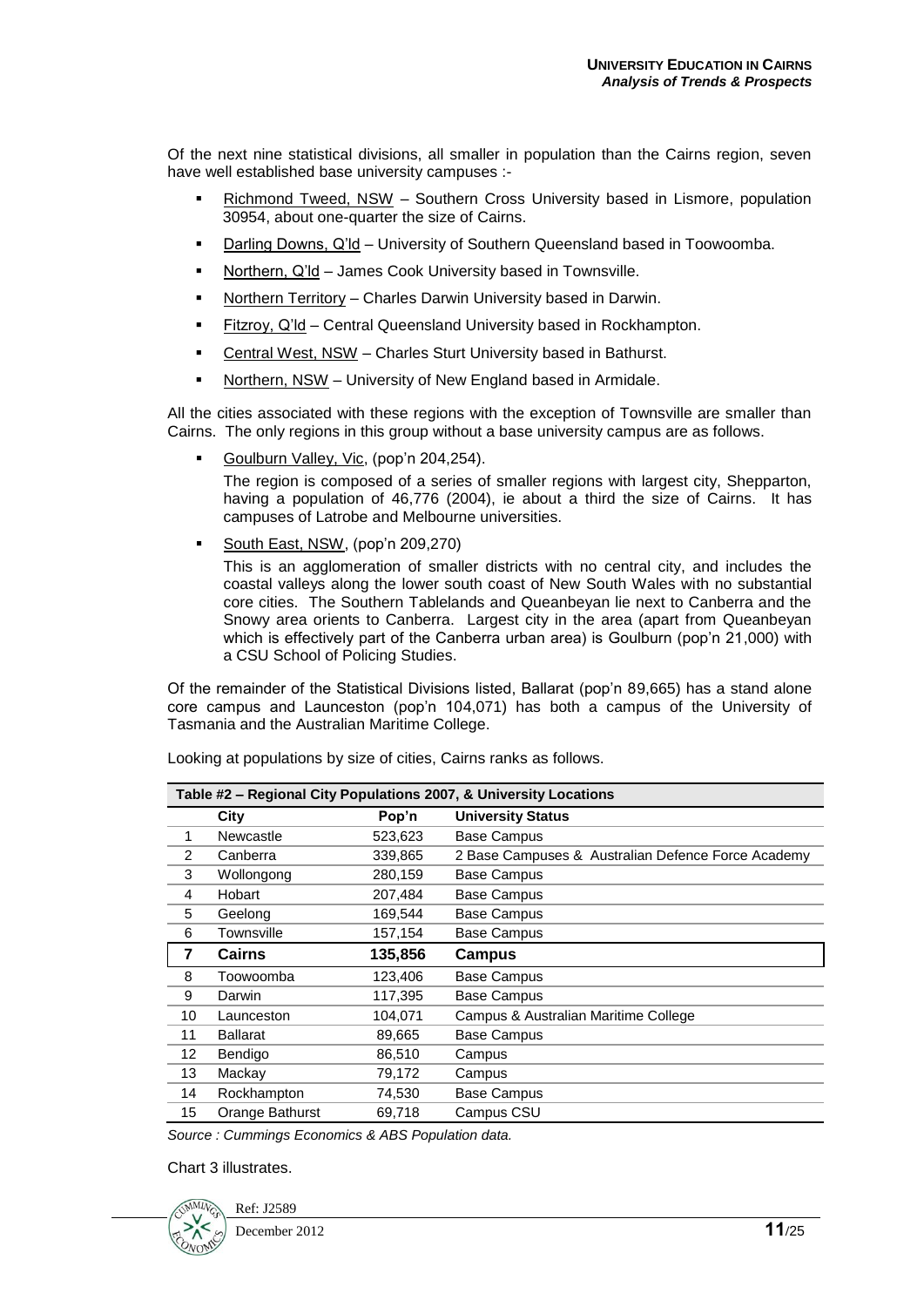Of the next nine statistical divisions, all smaller in population than the Cairns region, seven have well established base university campuses :-

- Richmond Tweed, NSW – Southern Cross University based in Lismore, population 30954, about one-quarter the size of Cairns.
- Darling Downs, Q'ld – University of Southern Queensland based in Toowoomba.
- Northern, Q'ld – James Cook University based in Townsville.
- Northern Territory – Charles Darwin University based in Darwin.
- Fitzroy, Q'ld – Central Queensland University based in Rockhampton.
- Central West, NSW – Charles Sturt University based in Bathurst.
- Northern, NSW – University of New England based in Armidale.

All the cities associated with these regions with the exception of Townsville are smaller than Cairns. The only regions in this group without a base university campus are as follows.

- Goulburn Valley, Vic, (pop'n 204,254).

  The region is composed of a series of smaller regions with largest city, Shepparton, having a population of 46,776 (2004), ie about a third the size of Cairns. It has campuses of Latrobe and Melbourne universities.

- South East, NSW, (pop'n 209,270)

  This is an agglomeration of smaller districts with no central city, and includes the coastal valleys along the lower south coast of New South Wales with no substantial core cities. The Southern Tablelands and Queanbeyan lie next to Canberra and the Snowy area orients to Canberra. Largest city in the area (apart from Queanbeyan which is effectively part of the Canberra urban area) is Goulburn (pop'n 21,000) with a CSU School of Policing Studies.

Of the remainder of the Statistical Divisions listed, Ballarat (pop'n 89,665) has a stand alone core campus and Launceston (pop'n 104,071) has both a campus of the University of Tasmania and the Australian Maritime College.

Looking at populations by size of cities, Cairns ranks as follows.

**Table #2 – Regional City Populations 2007, & University Locations**

| | City | Pop'n | University Status |
|---|---|---|---|
| 1 | Newcastle | 523,623 | Base Campus |
| 2 | Canberra | 339,865 | 2 Base Campuses & Australian Defence Force Academy |
| 3 | Wollongong | 280,159 | Base Campus |
| 4 | Hobart | 207,484 | Base Campus |
| 5 | Geelong | 169,544 | Base Campus |
| 6 | Townsville | 157,154 | Base Campus |
| **7** | **Cairns** | **135,856** | **Campus** |
| 8 | Toowoomba | 123,406 | Base Campus |
| 9 | Darwin | 117,395 | Base Campus |
| 10 | Launceston | 104,071 | Campus & Australian Maritime College |
| 11 | Ballarat | 89,665 | Base Campus |
| 12 | Bendigo | 86,510 | Campus |
| 13 | Mackay | 79,172 | Campus |
| 14 | Rockhampton | 74,530 | Base Campus |
| 15 | Orange Bathurst | 69,718 | Campus CSU |

*Source : Cummings Economics & ABS Population data.*

Chart 3 illustrates.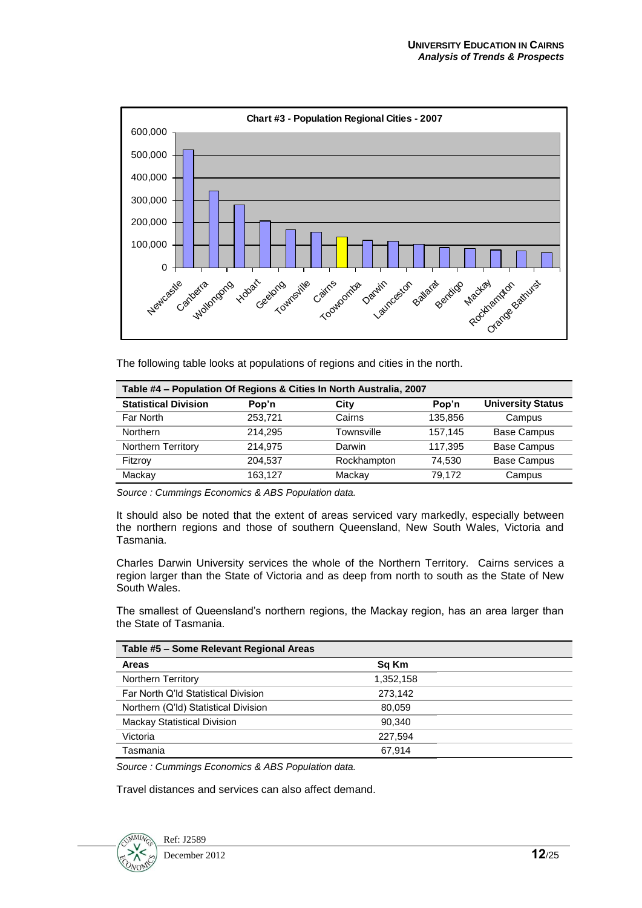**Chart #3 - Population Regional Cities - 2007**

600,000
500,000
400,000
300,000
200,000
100,000
0

Newcastle, Canberra, Wollongong, Hobart, Geelong, Townsville, Cairns, Toowoomba, Darwin, Launceston, Ballarat, Bendigo, Mackay, Rockhampton, Orange Bathurst

The following table looks at populations of regions and cities in the north.

**Table #4 – Population Of Regions & Cities In North Australia, 2007**

| Statistical Division | Pop'n | City | Pop'n | University Status |
|---|---|---|---|---|
| Far North | 253,721 | Cairns | 135,856 | Campus |
| Northern | 214,295 | Townsville | 157,145 | Base Campus |
| Northern Territory | 214,975 | Darwin | 117,395 | Base Campus |
| Fitzroy | 204,537 | Rockhampton | 74,530 | Base Campus |
| Mackay | 163,127 | Mackay | 79,172 | Campus |

*Source : Cummings Economics & ABS Population data.*

It should also be noted that the extent of areas serviced vary markedly, especially between the northern regions and those of southern Queensland, New South Wales, Victoria and Tasmania.

Charles Darwin University services the whole of the Northern Territory. Cairns services a region larger than the State of Victoria and as deep from north to south as the State of New South Wales.

The smallest of Queensland's northern regions, the Mackay region, has an area larger than the State of Tasmania.

**Table #5 – Some Relevant Regional Areas**

| Areas | Sq Km |
|---|---|
| Northern Territory | 1,352,158 |
| Far North Q'ld Statistical Division | 273,142 |
| Northern (Q'ld) Statistical Division | 80,059 |
| Mackay Statistical Division | 90,340 |
| Victoria | 227,594 |
| Tasmania | 67,914 |

*Source : Cummings Economics & ABS Population data.*

Travel distances and services can also affect demand.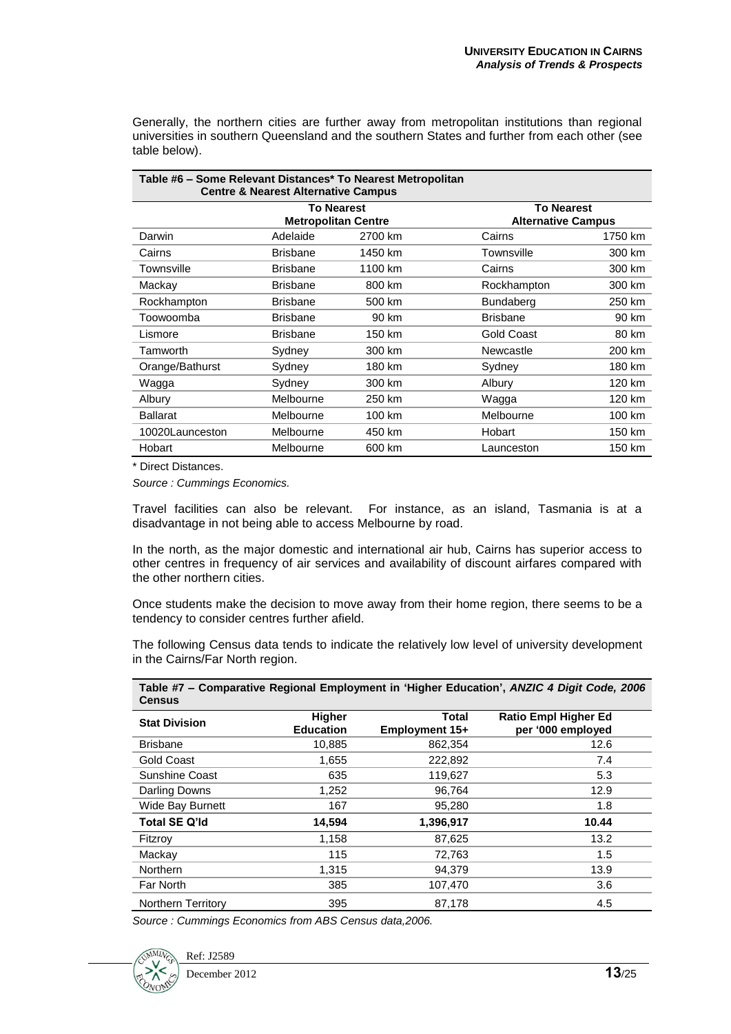Generally, the northern cities are further away from metropolitan institutions than regional universities in southern Queensland and the southern States and further from each other (see table below).

**Table #6 – Some Relevant Distances* To Nearest Metropolitan Centre & Nearest Alternative Campus**

| | To Nearest Metropolitan Centre | | To Nearest Alternative Campus | |
|---|---|---|---|---|
| Darwin | Adelaide | 2700 km | Cairns | 1750 km |
| Cairns | Brisbane | 1450 km | Townsville | 300 km |
| Townsville | Brisbane | 1100 km | Cairns | 300 km |
| Mackay | Brisbane | 800 km | Rockhampton | 300 km |
| Rockhampton | Brisbane | 500 km | Bundaberg | 250 km |
| Toowoomba | Brisbane | 90 km | Brisbane | 90 km |
| Lismore | Brisbane | 150 km | Gold Coast | 80 km |
| Tamworth | Sydney | 300 km | Newcastle | 200 km |
| Orange/Bathurst | Sydney | 180 km | Sydney | 180 km |
| Wagga | Sydney | 300 km | Albury | 120 km |
| Albury | Melbourne | 250 km | Wagga | 120 km |
| Ballarat | Melbourne | 100 km | Melbourne | 100 km |
| 10020Launceston | Melbourne | 450 km | Hobart | 150 km |
| Hobart | Melbourne | 600 km | Launceston | 150 km |

\* Direct Distances.

*Source : Cummings Economics.*

Travel facilities can also be relevant. For instance, as an island, Tasmania is at a disadvantage in not being able to access Melbourne by road.

In the north, as the major domestic and international air hub, Cairns has superior access to other centres in frequency of air services and availability of discount airfares compared with the other northern cities.

Once students make the decision to move away from their home region, there seems to be a tendency to consider centres further afield.

The following Census data tends to indicate the relatively low level of university development in the Cairns/Far North region.

**Table #7 – Comparative Regional Employment in 'Higher Education', *ANZIC 4 Digit Code, 2006* Census**

| Stat Division | Higher Education | Total Employment 15+ | Ratio Empl Higher Ed per '000 employed |
|---|---|---|---|
| Brisbane | 10,885 | 862,354 | 12.6 |
| Gold Coast | 1,655 | 222,892 | 7.4 |
| Sunshine Coast | 635 | 119,627 | 5.3 |
| Darling Downs | 1,252 | 96,764 | 12.9 |
| Wide Bay Burnett | 167 | 95,280 | 1.8 |
| **Total SE Q'ld** | **14,594** | **1,396,917** | **10.44** |
| Fitzroy | 1,158 | 87,625 | 13.2 |
| Mackay | 115 | 72,763 | 1.5 |
| Northern | 1,315 | 94,379 | 13.9 |
| Far North | 385 | 107,470 | 3.6 |
| Northern Territory | 395 | 87,178 | 4.5 |

*Source : Cummings Economics from ABS Census data,2006.*

Ref: J2589

December 2012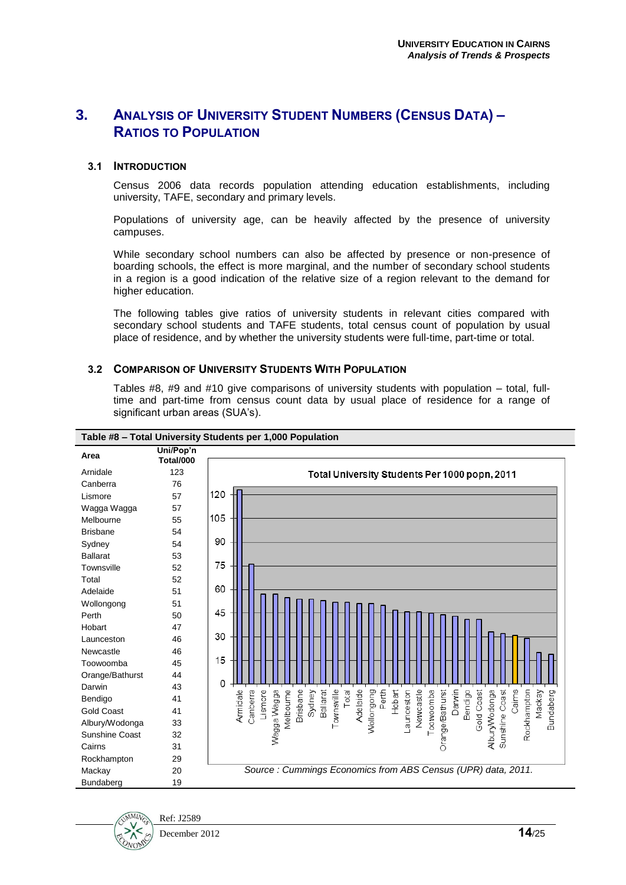# 3. ANALYSIS OF UNIVERSITY STUDENT NUMBERS (CENSUS DATA) – RATIOS TO POPULATION

## 3.1 INTRODUCTION

Census 2006 data records population attending education establishments, including university, TAFE, secondary and primary levels.

Populations of university age, can be heavily affected by the presence of university campuses.

While secondary school numbers can also be affected by presence or non-presence of boarding schools, the effect is more marginal, and the number of secondary school students in a region is a good indication of the relative size of a region relevant to the demand for higher education.

The following tables give ratios of university students in relevant cities compared with secondary school students and TAFE students, total census count of population by usual place of residence, and by whether the university students were full-time, part-time or total.

## 3.2 COMPARISON OF UNIVERSITY STUDENTS WITH POPULATION

Tables #8, #9 and #10 give comparisons of university students with population – total, full-time and part-time from census count data by usual place of residence for a range of significant urban areas (SUA's).

**Table #8 – Total University Students per 1,000 Population**

| Area | Uni/Pop'n Total/000 |
|---|---|
| Arnidale | 123 |
| Canberra | 76 |
| Lismore | 57 |
| Wagga Wagga | 57 |
| Melbourne | 55 |
| Brisbane | 54 |
| Sydney | 54 |
| Ballarat | 53 |
| Townsville | 52 |
| Total | 52 |
| Adelaide | 51 |
| Wollongong | 51 |
| Perth | 50 |
| Hobart | 47 |
| Launceston | 46 |
| Newcastle | 46 |
| Toowoomba | 45 |
| Orange/Bathurst | 44 |
| Darwin | 43 |
| Bendigo | 41 |
| Gold Coast | 41 |
| Albury/Wodonga | 33 |
| Sunshine Coast | 32 |
| Cairns | 31 |
| Rockhampton | 29 |
| Mackay | 20 |
| Bundaberg | 19 |

Total University Students Per 1000 popn, 2011

*Source : Cummings Economics from ABS Census (UPR) data, 2011.*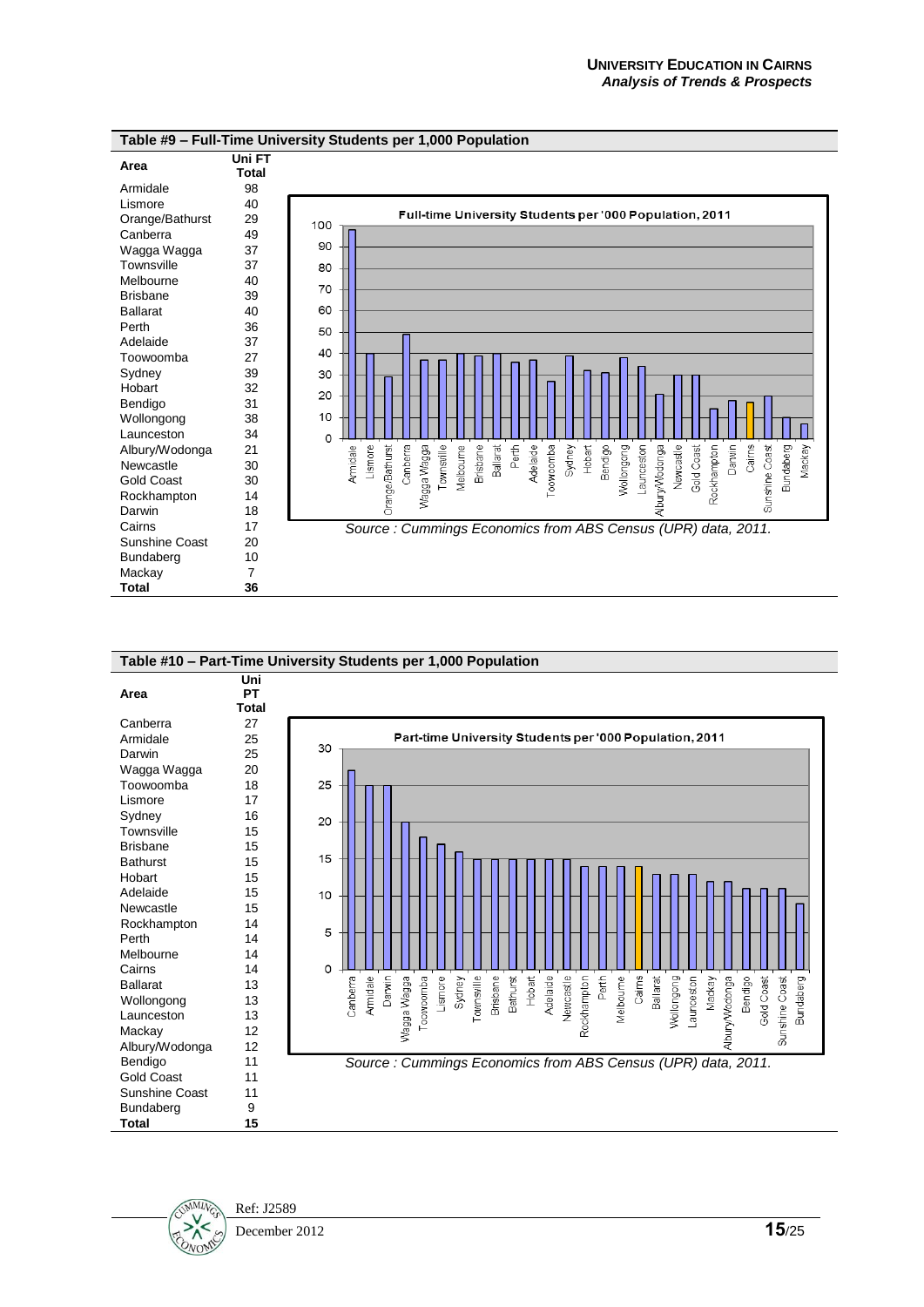## Table #9 – Full-Time University Students per 1,000 Population

| Area | Uni FT Total |
|---|---|
| Armidale | 98 |
| Lismore | 40 |
| Orange/Bathurst | 29 |
| Canberra | 49 |
| Wagga Wagga | 37 |
| Townsville | 37 |
| Melbourne | 40 |
| Brisbane | 39 |
| Ballarat | 40 |
| Perth | 36 |
| Adelaide | 37 |
| Toowoomba | 27 |
| Sydney | 39 |
| Hobart | 32 |
| Bendigo | 31 |
| Wollongong | 38 |
| Launceston | 34 |
| Albury/Wodonga | 21 |
| Newcastle | 30 |
| Gold Coast | 30 |
| Rockhampton | 14 |
| Darwin | 18 |
| Cairns | 17 |
| Sunshine Coast | 20 |
| Bundaberg | 10 |
| Mackay | 7 |
| **Total** | **36** |

Full-time University Students per '000 Population, 2011

100
90
80
70
60
50
40
30
20
10
0

Armidale, Lismore, Orange/Bathurst, Canberra, Wagga Wagga, Townsville, Melbourne, Brisbane, Ballarat, Perth, Adelaide, Toowoomba, Sydney, Hobart, Bendigo, Wollongong, Launceston, Albury/Wodonga, Newcastle, Gold Coast, Rockhampton, Darwin, Cairns, Sunshine Coast, Bundaberg, Mackay

*Source : Cummings Economics from ABS Census (UPR) data, 2011.*

## Table #10 – Part-Time University Students per 1,000 Population

| Area | Uni PT Total |
|---|---|
| Canberra | 27 |
| Armidale | 25 |
| Darwin | 25 |
| Wagga Wagga | 20 |
| Toowoomba | 18 |
| Lismore | 17 |
| Sydney | 16 |
| Townsville | 15 |
| Brisbane | 15 |
| Bathurst | 15 |
| Hobart | 15 |
| Adelaide | 15 |
| Newcastle | 15 |
| Rockhampton | 14 |
| Perth | 14 |
| Melbourne | 14 |
| Cairns | 14 |
| Ballarat | 13 |
| Wollongong | 13 |
| Launceston | 13 |
| Mackay | 12 |
| Albury/Wodonga | 12 |
| Bendigo | 11 |
| Gold Coast | 11 |
| Sunshine Coast | 11 |
| Bundaberg | 9 |
| **Total** | **15** |

Part-time University Students per '000 Population, 2011

30
25
20
15
10
5
0

Canberra, Armidale, Darwin, Wagga Wagga, Toowoomba, Lismore, Sydney, Townsville, Brisbane, Bathurst, Hobart, Adelaide, Newcastle, Rockhampton, Perth, Melbourne, Cairns, Ballarat, Wollongong, Launceston, Mackay, Albury/Wodonga, Bendigo, Gold Coast, Sunshine Coast, Bundaberg

*Source : Cummings Economics from ABS Census (UPR) data, 2011.*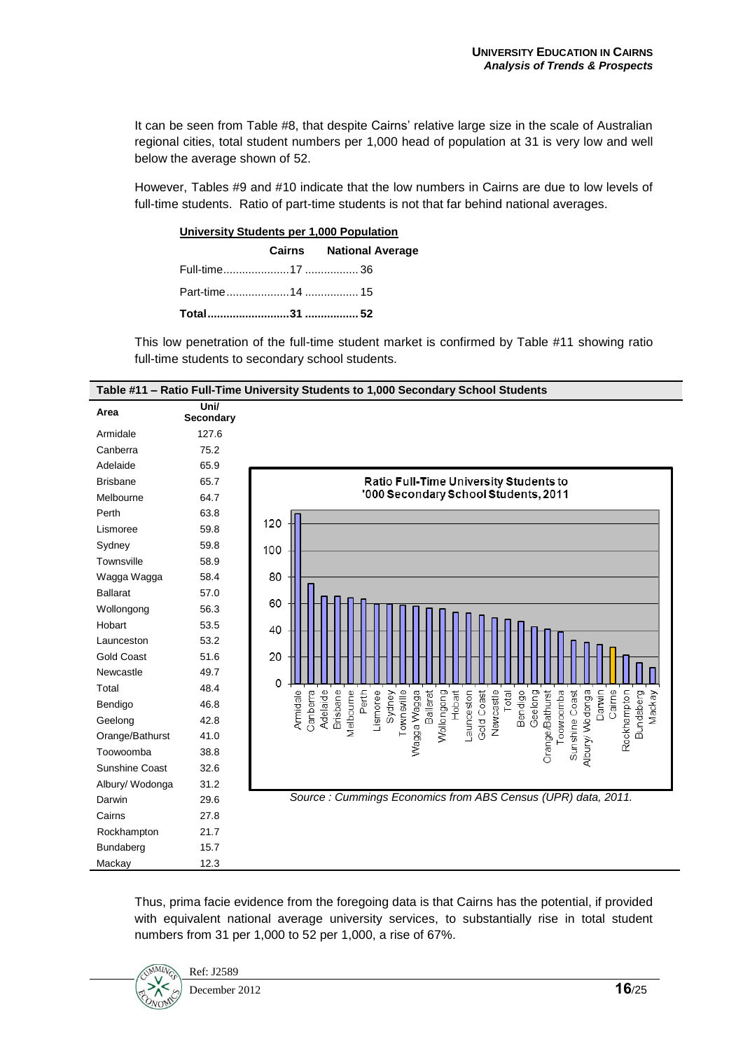It can be seen from Table #8, that despite Cairns' relative large size in the scale of Australian regional cities, total student numbers per 1,000 head of population at 31 is very low and well below the average shown of 52.

However, Tables #9 and #10 indicate that the low numbers in Cairns are due to low levels of full-time students. Ratio of part-time students is not that far behind national averages.

**University Students per 1,000 Population**

| | Cairns | National Average |
|---|---|---|
| Full-time | 17 | 36 |
| Part-time | 14 | 15 |
| **Total** | **31** | **52** |

This low penetration of the full-time student market is confirmed by Table #11 showing ratio full-time students to secondary school students.

**Table #11 – Ratio Full-Time University Students to 1,000 Secondary School Students**

| Area | Uni/ Secondary |
|---|---|
| Armidale | 127.6 |
| Canberra | 75.2 |
| Adelaide | 65.9 |
| Brisbane | 65.7 |
| Melbourne | 64.7 |
| Perth | 63.8 |
| Lismoree | 59.8 |
| Sydney | 59.8 |
| Townsville | 58.9 |
| Wagga Wagga | 58.4 |
| Ballarat | 57.0 |
| Wollongong | 56.3 |
| Hobart | 53.5 |
| Launceston | 53.2 |
| Gold Coast | 51.6 |
| Newcastle | 49.7 |
| Total | 48.4 |
| Bendigo | 46.8 |
| Geelong | 42.8 |
| Orange/Bathurst | 41.0 |
| Toowoomba | 38.8 |
| Sunshine Coast | 32.6 |
| Albury/ Wodonga | 31.2 |
| Darwin | 29.6 |
| Cairns | 27.8 |
| Rockhampton | 21.7 |
| Bundaberg | 15.7 |
| Mackay | 12.3 |

Ratio Full-Time University Students to '000 Secondary School Students, 2011

0
20
40
60
80
100
120

Armidale, Canberra, Adelaide, Brisbane, Melbourne, Perth, Lismoree, Sydney, Townsville, Wagga Wagga, Ballarat, Wollongong, Hobart, Launceston, Gold Coast, Newcastle, Total, Bendigo, Geelong, Orange/Bathurst, Toowoomba, Sunshine Coast, Albury/ Wodonga, Darwin, Cairns, Rockhampton, Bundaberg, Mackay

*Source : Cummings Economics from ABS Census (UPR) data, 2011.*

Thus, prima facie evidence from the foregoing data is that Cairns has the potential, if provided with equivalent national average university services, to substantially rise in total student numbers from 31 per 1,000 to 52 per 1,000, a rise of 67%.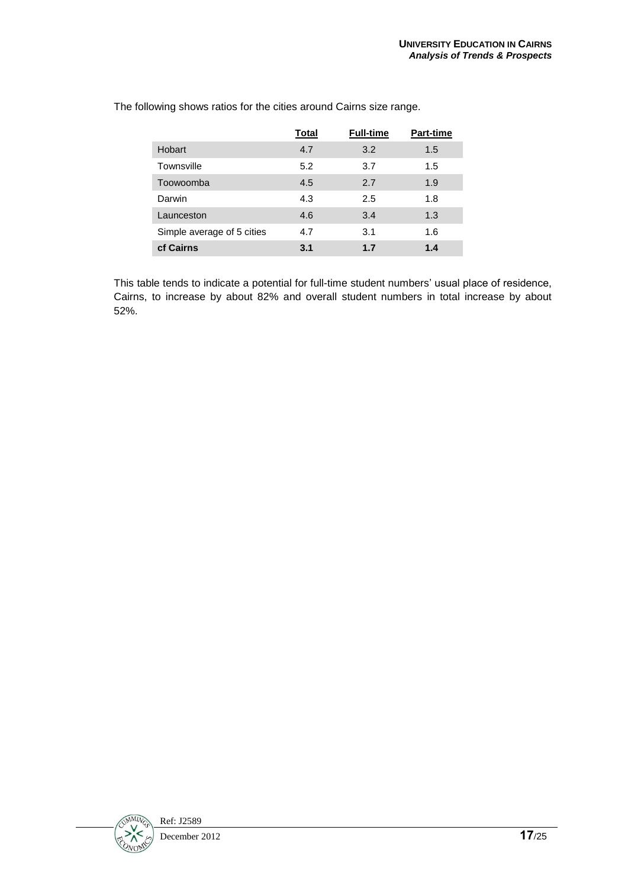The following shows ratios for the cities around Cairns size range.

| | Total | Full-time | Part-time |
|---|---|---|---|
| Hobart | 4.7 | 3.2 | 1.5 |
| Townsville | 5.2 | 3.7 | 1.5 |
| Toowoomba | 4.5 | 2.7 | 1.9 |
| Darwin | 4.3 | 2.5 | 1.8 |
| Launceston | 4.6 | 3.4 | 1.3 |
| Simple average of 5 cities | 4.7 | 3.1 | 1.6 |
| **cf Cairns** | **3.1** | **1.7** | **1.4** |

This table tends to indicate a potential for full-time student numbers' usual place of residence, Cairns, to increase by about 82% and overall student numbers in total increase by about 52%.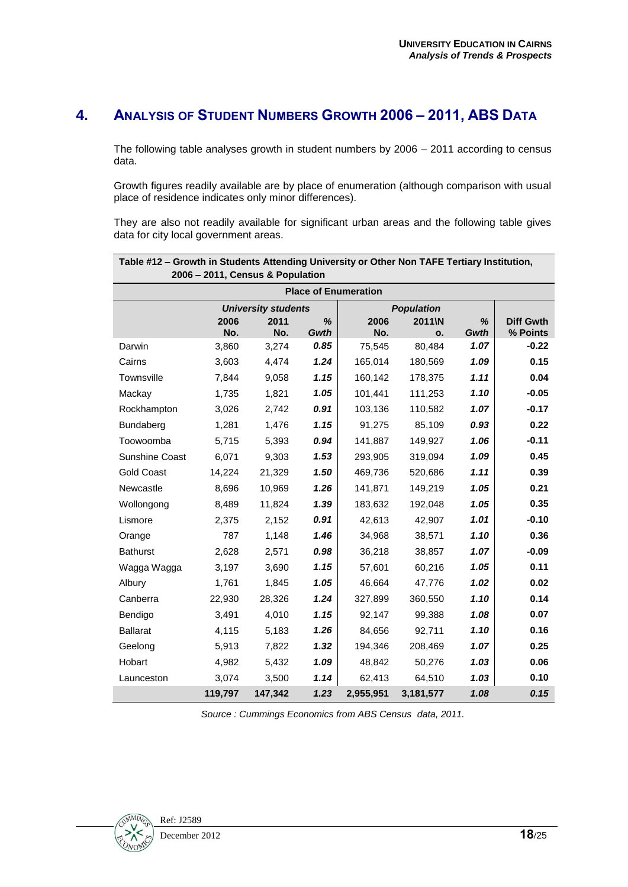# 4. ANALYSIS OF STUDENT NUMBERS GROWTH 2006 – 2011, ABS DATA

The following table analyses growth in student numbers by 2006 – 2011 according to census data.

Growth figures readily available are by place of enumeration (although comparison with usual place of residence indicates only minor differences).

They are also not readily available for significant urban areas and the following table gives data for city local government areas.

**Table #12 – Growth in Students Attending University or Other Non TAFE Tertiary Institution, 2006 – 2011, Census & Population**

| Place of Enumeration | | | | | | | |
|---|---|---|---|---|---|---|---|
| | *University students* | | | *Population* | | | |
| | 2006 No. | 2011 No. | *% Gwth* | 2006 No. | 2011\No. | *% Gwth* | Diff Gwth % Points |
| Darwin | 3,860 | 3,274 | ***0.85*** | 75,545 | 80,484 | ***1.07*** | **-0.22** |
| Cairns | 3,603 | 4,474 | ***1.24*** | 165,014 | 180,569 | ***1.09*** | **0.15** |
| Townsville | 7,844 | 9,058 | ***1.15*** | 160,142 | 178,375 | ***1.11*** | **0.04** |
| Mackay | 1,735 | 1,821 | ***1.05*** | 101,441 | 111,253 | ***1.10*** | **-0.05** |
| Rockhampton | 3,026 | 2,742 | ***0.91*** | 103,136 | 110,582 | ***1.07*** | **-0.17** |
| Bundaberg | 1,281 | 1,476 | ***1.15*** | 91,275 | 85,109 | ***0.93*** | **0.22** |
| Toowoomba | 5,715 | 5,393 | ***0.94*** | 141,887 | 149,927 | ***1.06*** | **-0.11** |
| Sunshine Coast | 6,071 | 9,303 | ***1.53*** | 293,905 | 319,094 | ***1.09*** | **0.45** |
| Gold Coast | 14,224 | 21,329 | ***1.50*** | 469,736 | 520,686 | ***1.11*** | **0.39** |
| Newcastle | 8,696 | 10,969 | ***1.26*** | 141,871 | 149,219 | ***1.05*** | **0.21** |
| Wollongong | 8,489 | 11,824 | ***1.39*** | 183,632 | 192,048 | ***1.05*** | **0.35** |
| Lismore | 2,375 | 2,152 | ***0.91*** | 42,613 | 42,907 | ***1.01*** | **-0.10** |
| Orange | 787 | 1,148 | ***1.46*** | 34,968 | 38,571 | ***1.10*** | **0.36** |
| Bathurst | 2,628 | 2,571 | ***0.98*** | 36,218 | 38,857 | ***1.07*** | **-0.09** |
| Wagga Wagga | 3,197 | 3,690 | ***1.15*** | 57,601 | 60,216 | ***1.05*** | **0.11** |
| Albury | 1,761 | 1,845 | ***1.05*** | 46,664 | 47,776 | ***1.02*** | **0.02** |
| Canberra | 22,930 | 28,326 | ***1.24*** | 327,899 | 360,550 | ***1.10*** | **0.14** |
| Bendigo | 3,491 | 4,010 | ***1.15*** | 92,147 | 99,388 | ***1.08*** | **0.07** |
| Ballarat | 4,115 | 5,183 | ***1.26*** | 84,656 | 92,711 | ***1.10*** | **0.16** |
| Geelong | 5,913 | 7,822 | ***1.32*** | 194,346 | 208,469 | ***1.07*** | **0.25** |
| Hobart | 4,982 | 5,432 | ***1.09*** | 48,842 | 50,276 | ***1.03*** | **0.06** |
| Launceston | 3,074 | 3,500 | ***1.14*** | 62,413 | 64,510 | ***1.03*** | **0.10** |
| | **119,797** | **147,342** | **1.23** | **2,955,951** | **3,181,577** | **1.08** | ***0.15*** |

*Source : Cummings Economics from ABS Census data, 2011.*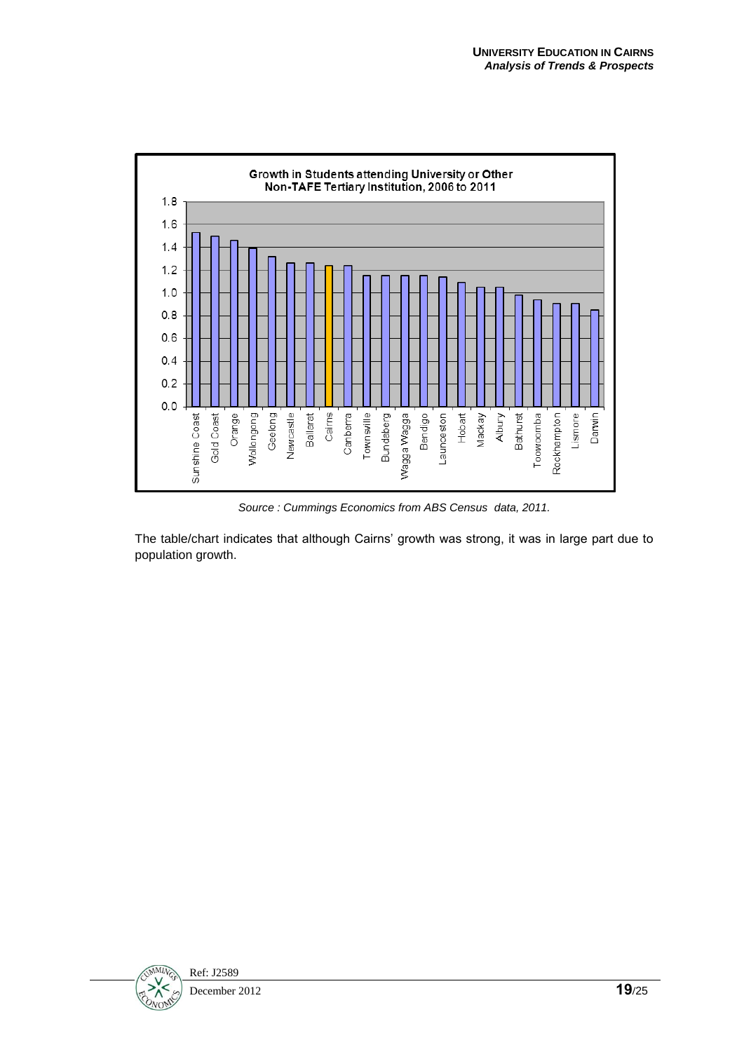**Growth in Students attending University or Other Non-TAFE Tertiary Institution, 2006 to 2011**

*Source : Cummings Economics from ABS Census data, 2011.*

The table/chart indicates that although Cairns' growth was strong, it was in large part due to population growth.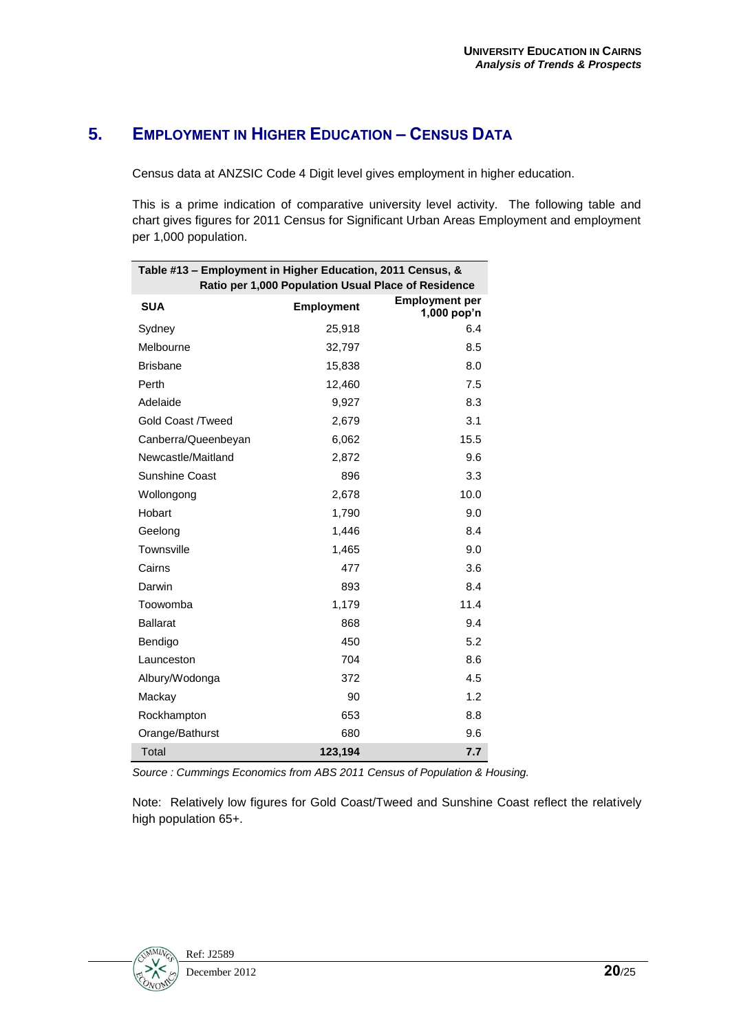# 5. EMPLOYMENT IN HIGHER EDUCATION – CENSUS DATA

Census data at ANZSIC Code 4 Digit level gives employment in higher education.

This is a prime indication of comparative university level activity. The following table and chart gives figures for 2011 Census for Significant Urban Areas Employment and employment per 1,000 population.

**Table #13 – Employment in Higher Education, 2011 Census, & Ratio per 1,000 Population Usual Place of Residence**

| SUA | Employment | Employment per 1,000 pop'n |
|---|---|---|
| Sydney | 25,918 | 6.4 |
| Melbourne | 32,797 | 8.5 |
| Brisbane | 15,838 | 8.0 |
| Perth | 12,460 | 7.5 |
| Adelaide | 9,927 | 8.3 |
| Gold Coast /Tweed | 2,679 | 3.1 |
| Canberra/Queenbeyan | 6,062 | 15.5 |
| Newcastle/Maitland | 2,872 | 9.6 |
| Sunshine Coast | 896 | 3.3 |
| Wollongong | 2,678 | 10.0 |
| Hobart | 1,790 | 9.0 |
| Geelong | 1,446 | 8.4 |
| Townsville | 1,465 | 9.0 |
| Cairns | 477 | 3.6 |
| Darwin | 893 | 8.4 |
| Toowomba | 1,179 | 11.4 |
| Ballarat | 868 | 9.4 |
| Bendigo | 450 | 5.2 |
| Launceston | 704 | 8.6 |
| Albury/Wodonga | 372 | 4.5 |
| Mackay | 90 | 1.2 |
| Rockhampton | 653 | 8.8 |
| Orange/Bathurst | 680 | 9.6 |
| Total | **123,194** | **7.7** |

*Source : Cummings Economics from ABS 2011 Census of Population & Housing.*

Note: Relatively low figures for Gold Coast/Tweed and Sunshine Coast reflect the relatively high population 65+.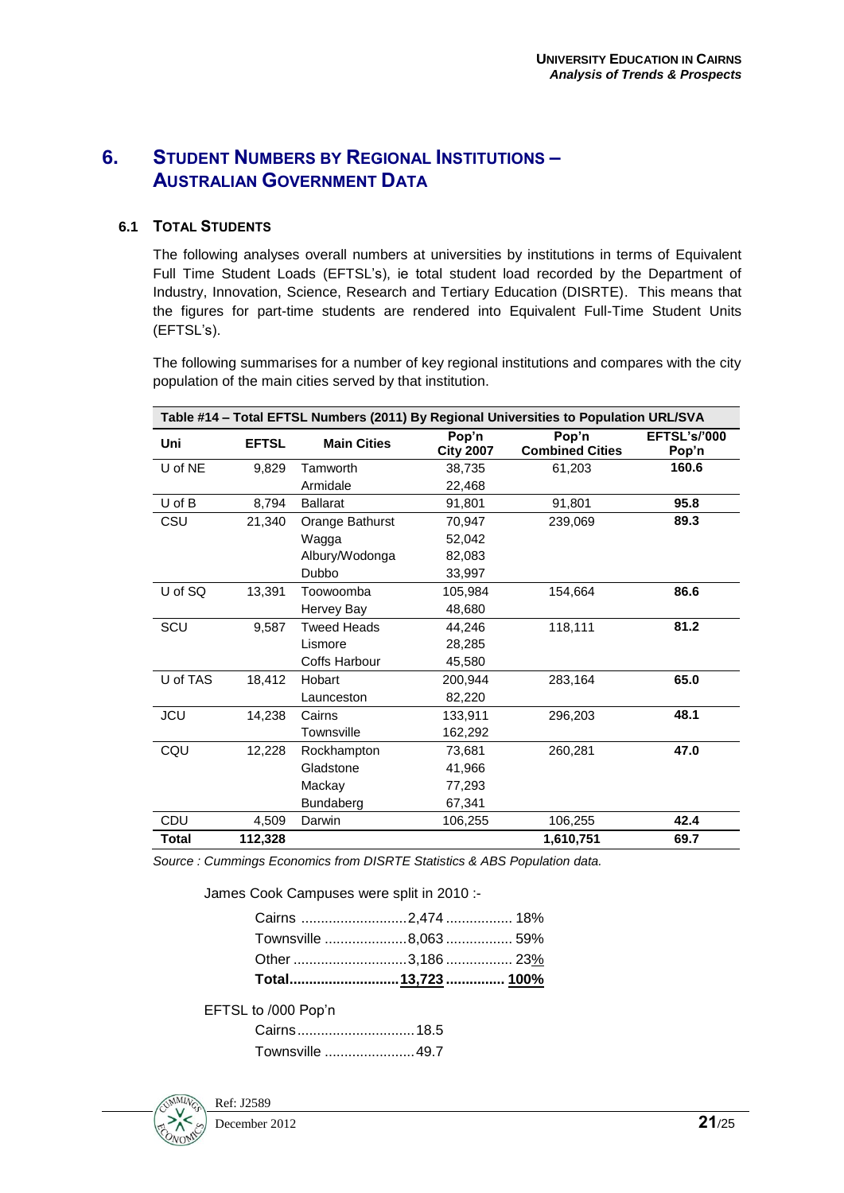# 6. Student Numbers by Regional Institutions – Australian Government Data

## 6.1 Total Students

The following analyses overall numbers at universities by institutions in terms of Equivalent Full Time Student Loads (EFTSL's), ie total student load recorded by the Department of Industry, Innovation, Science, Research and Tertiary Education (DISRTE). This means that the figures for part-time students are rendered into Equivalent Full-Time Student Units (EFTSL's).

The following summarises for a number of key regional institutions and compares with the city population of the main cities served by that institution.

**Table #14 – Total EFTSL Numbers (2011) By Regional Universities to Population URL/SVA**

| Uni | EFTSL | Main Cities | Pop'n City 2007 | Pop'n Combined Cities | EFTSL's/'000 Pop'n |
|---|---|---|---|---|---|
| U of NE | 9,829 | Tamworth | 38,735 | 61,203 | **160.6** |
| | | Armidale | 22,468 | | |
| U of B | 8,794 | Ballarat | 91,801 | 91,801 | **95.8** |
| CSU | 21,340 | Orange Bathurst | 70,947 | 239,069 | **89.3** |
| | | Wagga | 52,042 | | |
| | | Albury/Wodonga | 82,083 | | |
| | | Dubbo | 33,997 | | |
| U of SQ | 13,391 | Toowoomba | 105,984 | 154,664 | **86.6** |
| | | Hervey Bay | 48,680 | | |
| SCU | 9,587 | Tweed Heads | 44,246 | 118,111 | **81.2** |
| | | Lismore | 28,285 | | |
| | | Coffs Harbour | 45,580 | | |
| U of TAS | 18,412 | Hobart | 200,944 | 283,164 | **65.0** |
| | | Launceston | 82,220 | | |
| JCU | 14,238 | Cairns | 133,911 | 296,203 | **48.1** |
| | | Townsville | 162,292 | | |
| CQU | 12,228 | Rockhampton | 73,681 | 260,281 | **47.0** |
| | | Gladstone | 41,966 | | |
| | | Mackay | 77,293 | | |
| | | Bundaberg | 67,341 | | |
| CDU | 4,509 | Darwin | 106,255 | 106,255 | **42.4** |
| **Total** | **112,328** | | | **1,610,751** | **69.7** |

*Source : Cummings Economics from DISRTE Statistics & ABS Population data.*

James Cook Campuses were split in 2010 :-

| | | |
|---|---|---|
| Cairns | 2,474 | 18% |
| Townsville | 8,063 | 59% |
| Other | 3,186 | 23% |
| **Total** | **13,723** | **100%** |

EFTSL to /000 Pop'n

| | |
|---|---|
| Cairns | 18.5 |
| Townsville | 49.7 |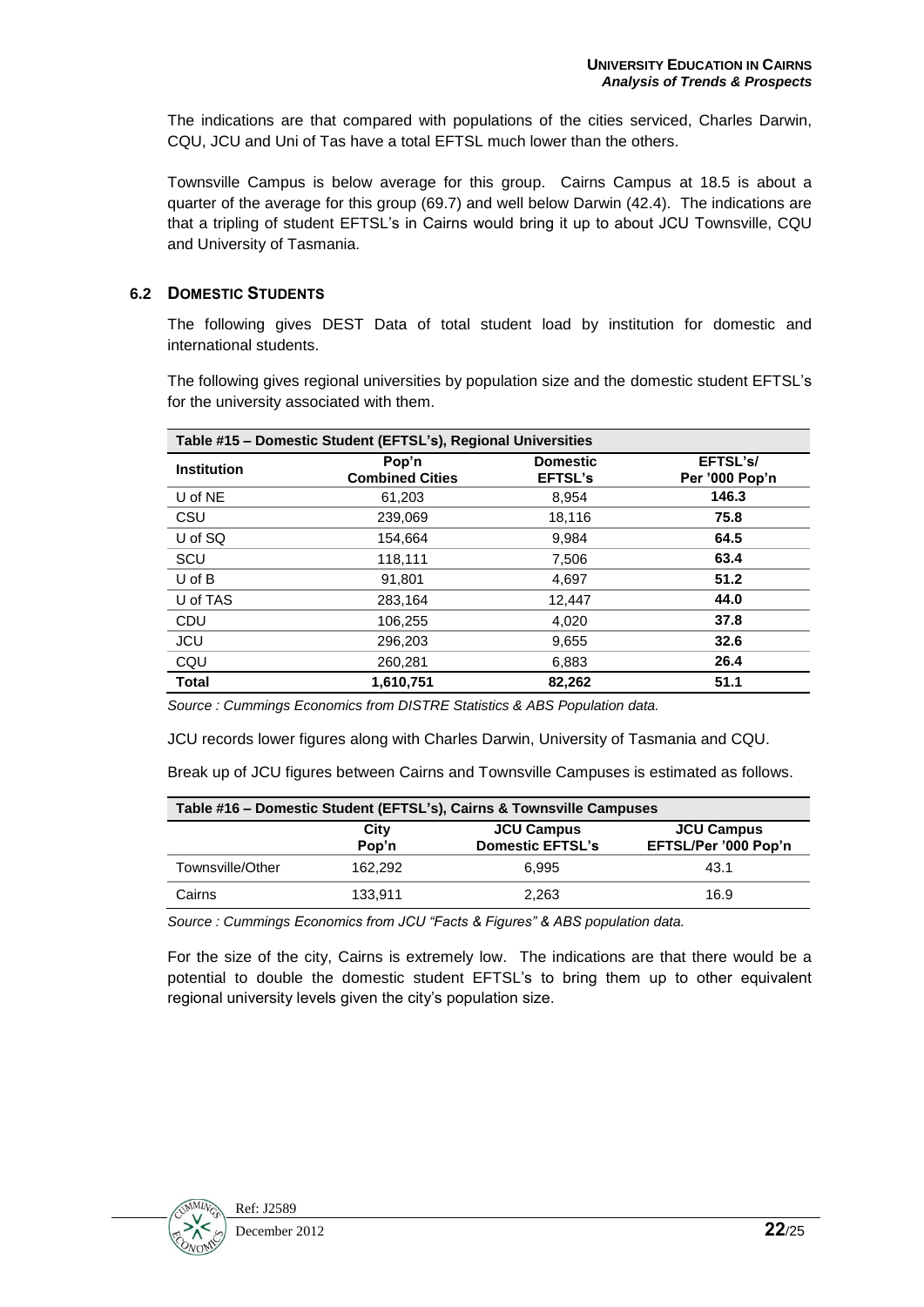The indications are that compared with populations of the cities serviced, Charles Darwin, CQU, JCU and Uni of Tas have a total EFTSL much lower than the others.

Townsville Campus is below average for this group. Cairns Campus at 18.5 is about a quarter of the average for this group (69.7) and well below Darwin (42.4). The indications are that a tripling of student EFTSL's in Cairns would bring it up to about JCU Townsville, CQU and University of Tasmania.

## 6.2 DOMESTIC STUDENTS

The following gives DEST Data of total student load by institution for domestic and international students.

The following gives regional universities by population size and the domestic student EFTSL's for the university associated with them.

**Table #15 – Domestic Student (EFTSL's), Regional Universities**

| Institution | Pop'n Combined Cities | Domestic EFTSL's | EFTSL's/ Per '000 Pop'n |
|---|---|---|---|
| U of NE | 61,203 | 8,954 | **146.3** |
| CSU | 239,069 | 18,116 | **75.8** |
| U of SQ | 154,664 | 9,984 | **64.5** |
| SCU | 118,111 | 7,506 | **63.4** |
| U of B | 91,801 | 4,697 | **51.2** |
| U of TAS | 283,164 | 12,447 | **44.0** |
| CDU | 106,255 | 4,020 | **37.8** |
| JCU | 296,203 | 9,655 | **32.6** |
| CQU | 260,281 | 6,883 | **26.4** |
| **Total** | **1,610,751** | **82,262** | **51.1** |

*Source : Cummings Economics from DISTRE Statistics & ABS Population data.*

JCU records lower figures along with Charles Darwin, University of Tasmania and CQU.

Break up of JCU figures between Cairns and Townsville Campuses is estimated as follows.

**Table #16 – Domestic Student (EFTSL's), Cairns & Townsville Campuses**

| | City Pop'n | JCU Campus Domestic EFTSL's | JCU Campus EFTSL/Per '000 Pop'n |
|---|---|---|---|
| Townsville/Other | 162,292 | 6,995 | 43.1 |
| Cairns | 133,911 | 2,263 | 16.9 |

*Source : Cummings Economics from JCU "Facts & Figures" & ABS population data.*

For the size of the city, Cairns is extremely low. The indications are that there would be a potential to double the domestic student EFTSL's to bring them up to other equivalent regional university levels given the city's population size.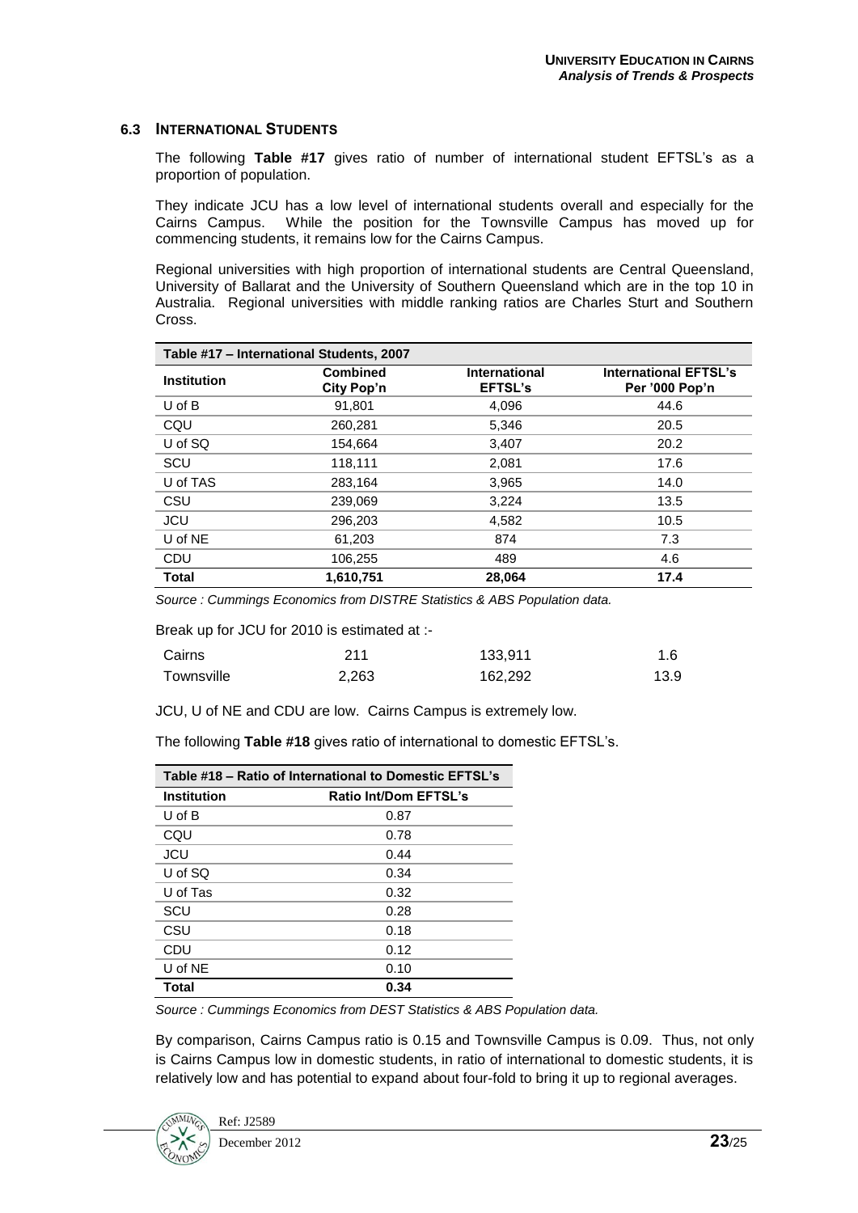### 6.3 INTERNATIONAL STUDENTS

The following **Table #17** gives ratio of number of international student EFTSL's as a proportion of population.

They indicate JCU has a low level of international students overall and especially for the Cairns Campus. While the position for the Townsville Campus has moved up for commencing students, it remains low for the Cairns Campus.

Regional universities with high proportion of international students are Central Queensland, University of Ballarat and the University of Southern Queensland which are in the top 10 in Australia. Regional universities with middle ranking ratios are Charles Sturt and Southern Cross.

**Table #17 – International Students, 2007**

| Institution | Combined City Pop'n | International EFTSL's | International EFTSL's Per '000 Pop'n |
|---|---|---|---|
| U of B | 91,801 | 4,096 | 44.6 |
| CQU | 260,281 | 5,346 | 20.5 |
| U of SQ | 154,664 | 3,407 | 20.2 |
| SCU | 118,111 | 2,081 | 17.6 |
| U of TAS | 283,164 | 3,965 | 14.0 |
| CSU | 239,069 | 3,224 | 13.5 |
| JCU | 296,203 | 4,582 | 10.5 |
| U of NE | 61,203 | 874 | 7.3 |
| CDU | 106,255 | 489 | 4.6 |
| **Total** | **1,610,751** | **28,064** | **17.4** |

*Source : Cummings Economics from DISTRE Statistics & ABS Population data.*

Break up for JCU for 2010 is estimated at :-

| | | | |
|---|---|---|---|
| Cairns | 211 | 133,911 | 1.6 |
| Townsville | 2,263 | 162,292 | 13.9 |

JCU, U of NE and CDU are low. Cairns Campus is extremely low.

The following **Table #18** gives ratio of international to domestic EFTSL's.

**Table #18 – Ratio of International to Domestic EFTSL's**

| Institution | Ratio Int/Dom EFTSL's |
|---|---|
| U of B | 0.87 |
| CQU | 0.78 |
| JCU | 0.44 |
| U of SQ | 0.34 |
| U of Tas | 0.32 |
| SCU | 0.28 |
| CSU | 0.18 |
| CDU | 0.12 |
| U of NE | 0.10 |
| **Total** | **0.34** |

*Source : Cummings Economics from DEST Statistics & ABS Population data.*

By comparison, Cairns Campus ratio is 0.15 and Townsville Campus is 0.09. Thus, not only is Cairns Campus low in domestic students, in ratio of international to domestic students, it is relatively low and has potential to expand about four-fold to bring it up to regional averages.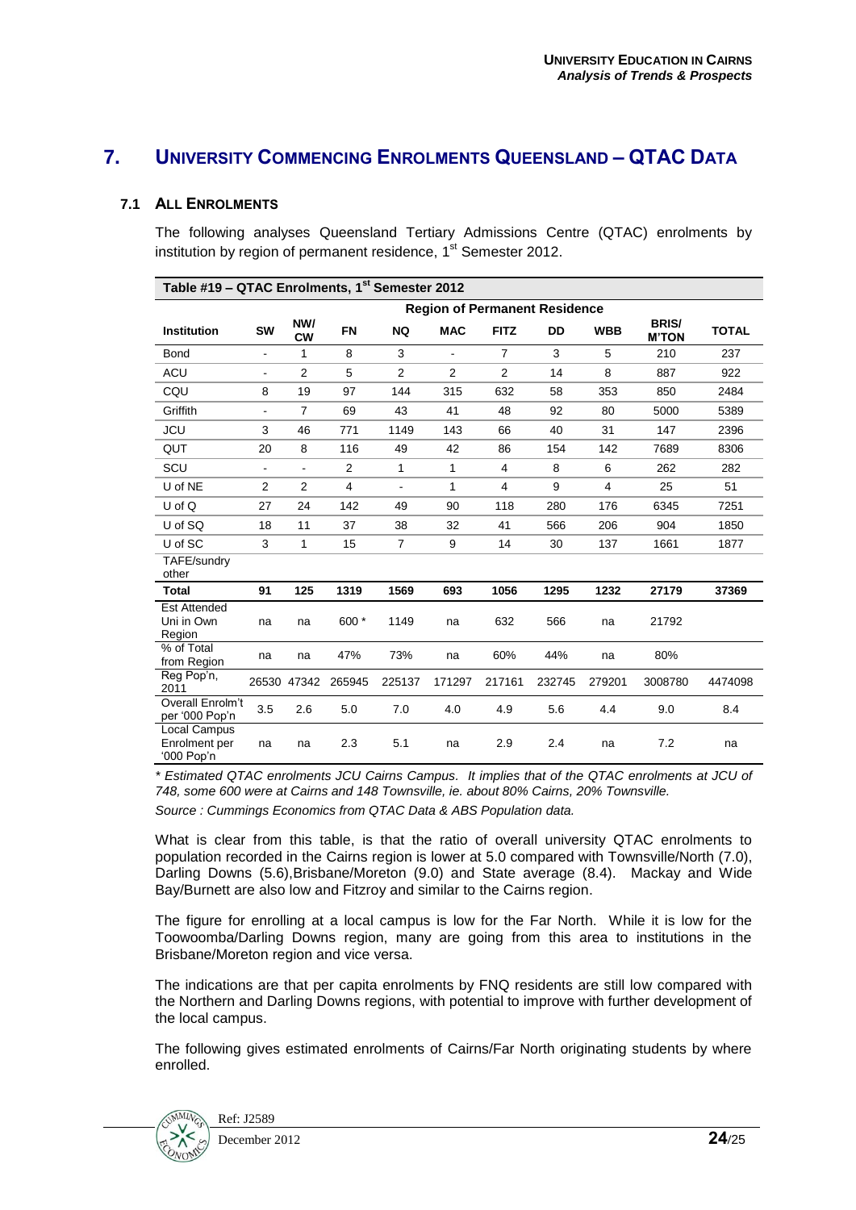# 7. UNIVERSITY COMMENCING ENROLMENTS QUEENSLAND – QTAC DATA

## 7.1 ALL ENROLMENTS

The following analyses Queensland Tertiary Admissions Centre (QTAC) enrolments by institution by region of permanent residence, 1st Semester 2012.

**Table #19 – QTAC Enrolments, 1st Semester 2012**

| | Region of Permanent Residence | | | | | | | | | |
|---|---|---|---|---|---|---|---|---|---|---|
| **Institution** | **SW** | **NW/ CW** | **FN** | **NQ** | **MAC** | **FITZ** | **DD** | **WBB** | **BRIS/ M'TON** | **TOTAL** |
| Bond | - | 1 | 8 | 3 | - | 7 | 3 | 5 | 210 | 237 |
| ACU | - | 2 | 5 | 2 | 2 | 2 | 14 | 8 | 887 | 922 |
| CQU | 8 | 19 | 97 | 144 | 315 | 632 | 58 | 353 | 850 | 2484 |
| Griffith | - | 7 | 69 | 43 | 41 | 48 | 92 | 80 | 5000 | 5389 |
| JCU | 3 | 46 | 771 | 1149 | 143 | 66 | 40 | 31 | 147 | 2396 |
| QUT | 20 | 8 | 116 | 49 | 42 | 86 | 154 | 142 | 7689 | 8306 |
| SCU | - | - | 2 | 1 | 1 | 4 | 8 | 6 | 262 | 282 |
| U of NE | 2 | 2 | 4 | - | 1 | 4 | 9 | 4 | 25 | 51 |
| U of Q | 27 | 24 | 142 | 49 | 90 | 118 | 280 | 176 | 6345 | 7251 |
| U of SQ | 18 | 11 | 37 | 38 | 32 | 41 | 566 | 206 | 904 | 1850 |
| U of SC | 3 | 1 | 15 | 7 | 9 | 14 | 30 | 137 | 1661 | 1877 |
| TAFE/sundry other | | | | | | | | | | |
| **Total** | **91** | **125** | **1319** | **1569** | **693** | **1056** | **1295** | **1232** | **27179** | **37369** |
| Est Attended Uni in Own Region | na | na | 600 * | 1149 | na | 632 | 566 | na | 21792 | |
| % of Total from Region | na | na | 47% | 73% | na | 60% | 44% | na | 80% | |
| Reg Pop'n, 2011 | 26530 | 47342 | 265945 | 225137 | 171297 | 217161 | 232745 | 279201 | 3008780 | 4474098 |
| Overall Enrolm't per '000 Pop'n | 3.5 | 2.6 | 5.0 | 7.0 | 4.0 | 4.9 | 5.6 | 4.4 | 9.0 | 8.4 |
| Local Campus Enrolment per '000 Pop'n | na | na | 2.3 | 5.1 | na | 2.9 | 2.4 | na | 7.2 | na |

*\* Estimated QTAC enrolments JCU Cairns Campus. It implies that of the QTAC enrolments at JCU of 748, some 600 were at Cairns and 148 Townsville, ie. about 80% Cairns, 20% Townsville.*

*Source : Cummings Economics from QTAC Data & ABS Population data.*

What is clear from this table, is that the ratio of overall university QTAC enrolments to population recorded in the Cairns region is lower at 5.0 compared with Townsville/North (7.0), Darling Downs (5.6),Brisbane/Moreton (9.0) and State average (8.4). Mackay and Wide Bay/Burnett are also low and Fitzroy and similar to the Cairns region.

The figure for enrolling at a local campus is low for the Far North. While it is low for the Toowoomba/Darling Downs region, many are going from this area to institutions in the Brisbane/Moreton region and vice versa.

The indications are that per capita enrolments by FNQ residents are still low compared with the Northern and Darling Downs regions, with potential to improve with further development of the local campus.

The following gives estimated enrolments of Cairns/Far North originating students by where enrolled.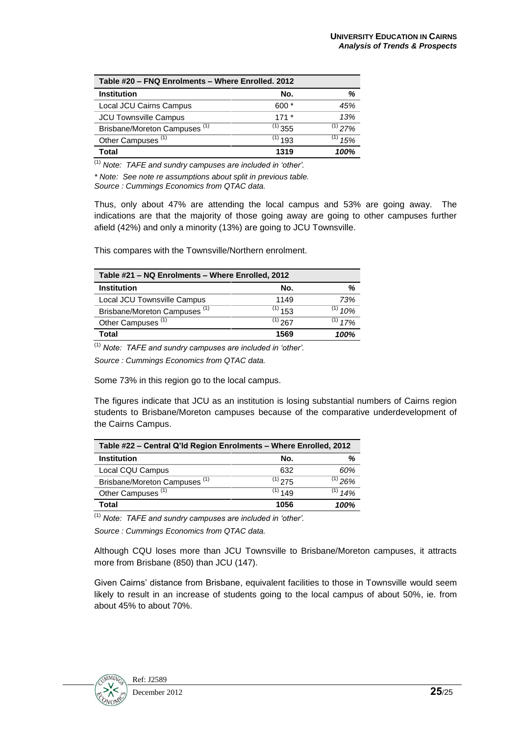| Table #20 – FNQ Enrolments – Where Enrolled. 2012 | | |
|---|---|---|
| **Institution** | **No.** | **%** |
| Local JCU Cairns Campus | 600 * | *45%* |
| JCU Townsville Campus | 171 * | *13%* |
| Brisbane/Moreton Campuses [(1)] | [(1)] 355 | [(1)] *27%* |
| Other Campuses [(1)] | [(1)] 193 | [(1)] *15%* |
| **Total** | **1319** | ***100%*** |

[(1)] *Note: TAFE and sundry campuses are included in 'other'.*

*\* Note: See note re assumptions about split in previous table.*

*Source : Cummings Economics from QTAC data.*

Thus, only about 47% are attending the local campus and 53% are going away. The indications are that the majority of those going away are going to other campuses further afield (42%) and only a minority (13%) are going to JCU Townsville.

This compares with the Townsville/Northern enrolment.

| Table #21 – NQ Enrolments – Where Enrolled, 2012 | | |
|---|---|---|
| **Institution** | **No.** | **%** |
| Local JCU Townsville Campus | 1149 | *73%* |
| Brisbane/Moreton Campuses [(1)] | [(1)] 153 | [(1)] *10%* |
| Other Campuses [(1)] | [(1)] 267 | [(1)] *17%* |
| **Total** | **1569** | ***100%*** |

[(1)] *Note: TAFE and sundry campuses are included in 'other'.*

*Source : Cummings Economics from QTAC data.*

Some 73% in this region go to the local campus.

The figures indicate that JCU as an institution is losing substantial numbers of Cairns region students to Brisbane/Moreton campuses because of the comparative underdevelopment of the Cairns Campus.

| Table #22 – Central Q'ld Region Enrolments – Where Enrolled, 2012 | | |
|---|---|---|
| **Institution** | **No.** | **%** |
| Local CQU Campus | 632 | *60%* |
| Brisbane/Moreton Campuses [(1)] | [(1)] 275 | [(1)] *26%* |
| Other Campuses [(1)] | [(1)] 149 | [(1)] *14%* |
| **Total** | **1056** | ***100%*** |

[(1)] *Note: TAFE and sundry campuses are included in 'other'.*

*Source : Cummings Economics from QTAC data.*

Although CQU loses more than JCU Townsville to Brisbane/Moreton campuses, it attracts more from Brisbane (850) than JCU (147).

Given Cairns' distance from Brisbane, equivalent facilities to those in Townsville would seem likely to result in an increase of students going to the local campus of about 50%, ie. from about 45% to about 70%.

Ref: J2589

December 2012